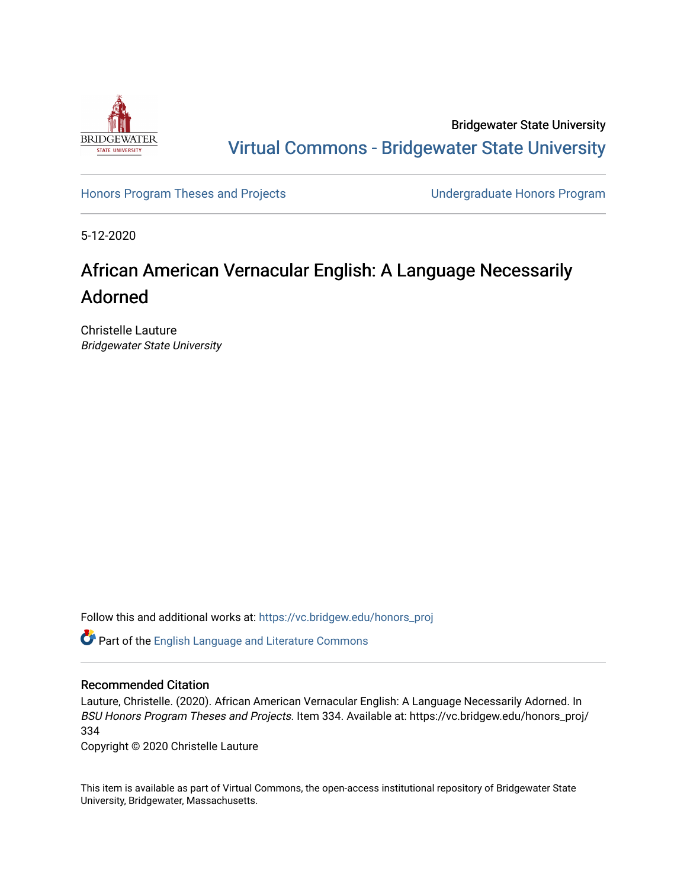Bridgewater State University

Virtual Commons - Bridgewater State University

Honors Program Theses and Projects | Undergraduate Honors Program

5-12-2020

# African American Vernacular English: A Language Necessarily Adorned

Christelle Lauture
*Bridgewater State University*

Follow this and additional works at: https://vc.bridgew.edu/honors_proj

Part of the English Language and Literature Commons

## Recommended Citation

Lauture, Christelle. (2020). African American Vernacular English: A Language Necessarily Adorned. In *BSU Honors Program Theses and Projects.* Item 334. Available at: https://vc.bridgew.edu/honors_proj/334

Copyright © 2020 Christelle Lauture

This item is available as part of Virtual Commons, the open-access institutional repository of Bridgewater State University, Bridgewater, Massachusetts.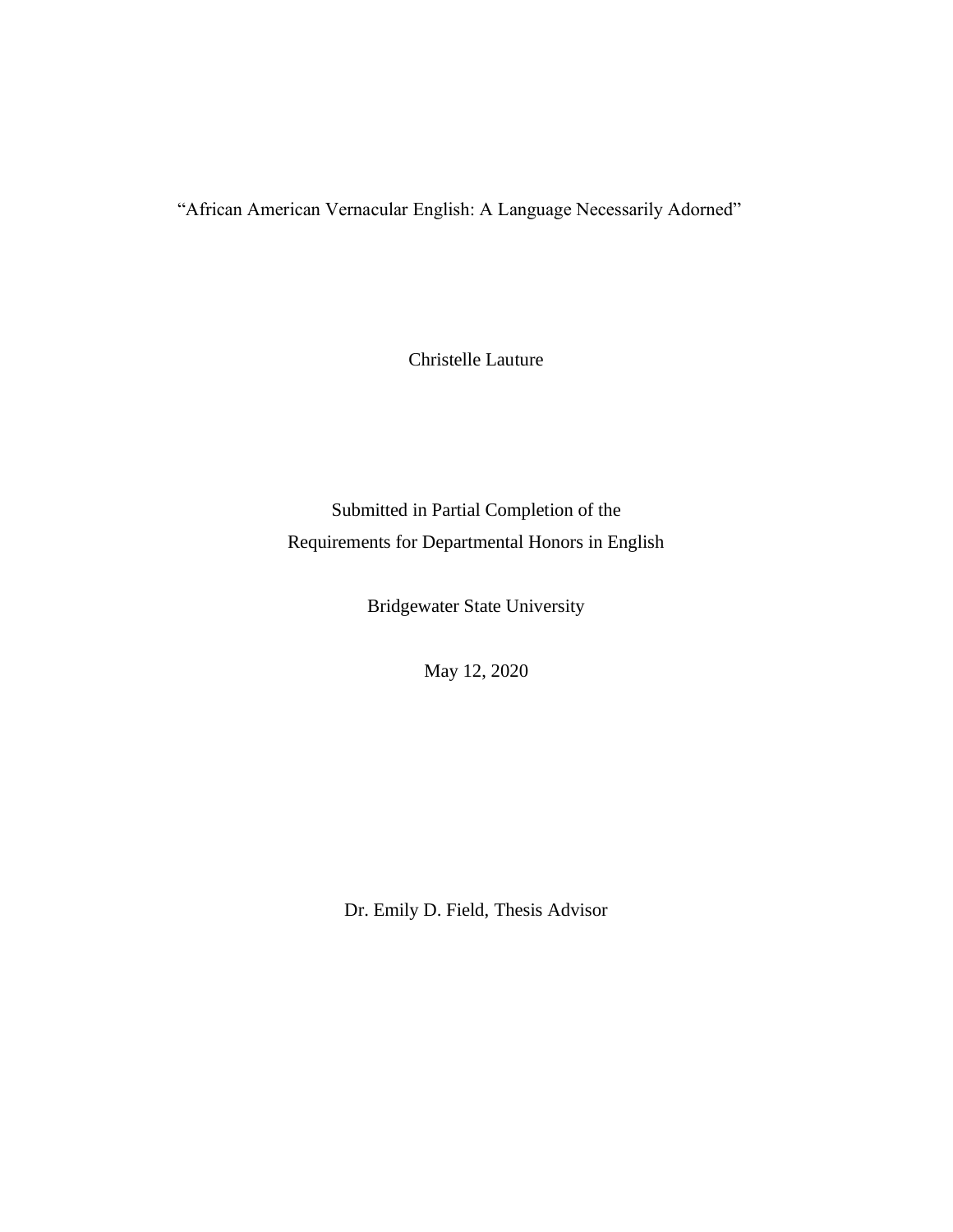"African American Vernacular English: A Language Necessarily Adorned"

Christelle Lauture

Submitted in Partial Completion of the
Requirements for Departmental Honors in English

Bridgewater State University

May 12, 2020

Dr. Emily D. Field, Thesis Advisor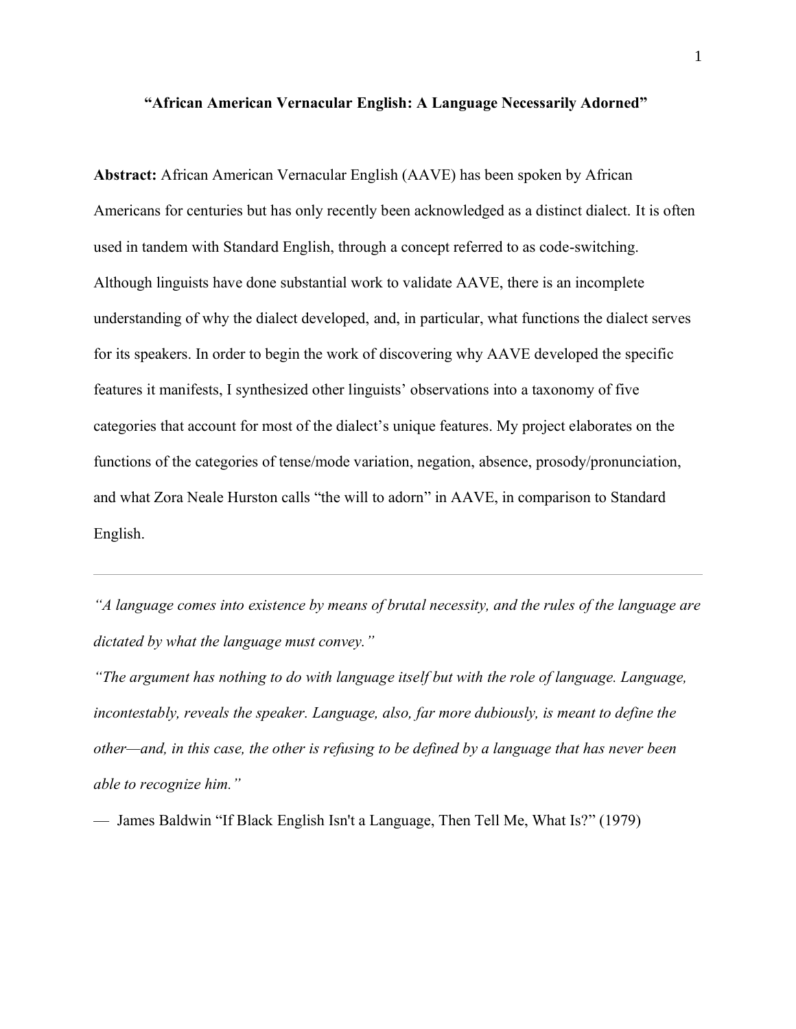## "African American Vernacular English: A Language Necessarily Adorned"

**Abstract:** African American Vernacular English (AAVE) has been spoken by African Americans for centuries but has only recently been acknowledged as a distinct dialect. It is often used in tandem with Standard English, through a concept referred to as code-switching. Although linguists have done substantial work to validate AAVE, there is an incomplete understanding of why the dialect developed, and, in particular, what functions the dialect serves for its speakers. In order to begin the work of discovering why AAVE developed the specific features it manifests, I synthesized other linguists' observations into a taxonomy of five categories that account for most of the dialect's unique features. My project elaborates on the functions of the categories of tense/mode variation, negation, absence, prosody/pronunciation, and what Zora Neale Hurston calls "the will to adorn" in AAVE, in comparison to Standard English.

---

*"A language comes into existence by means of brutal necessity, and the rules of the language are dictated by what the language must convey."*

*"The argument has nothing to do with language itself but with the role of language. Language, incontestably, reveals the speaker. Language, also, far more dubiously, is meant to define the other—and, in this case, the other is refusing to be defined by a language that has never been able to recognize him."*

— James Baldwin "If Black English Isn't a Language, Then Tell Me, What Is?" (1979)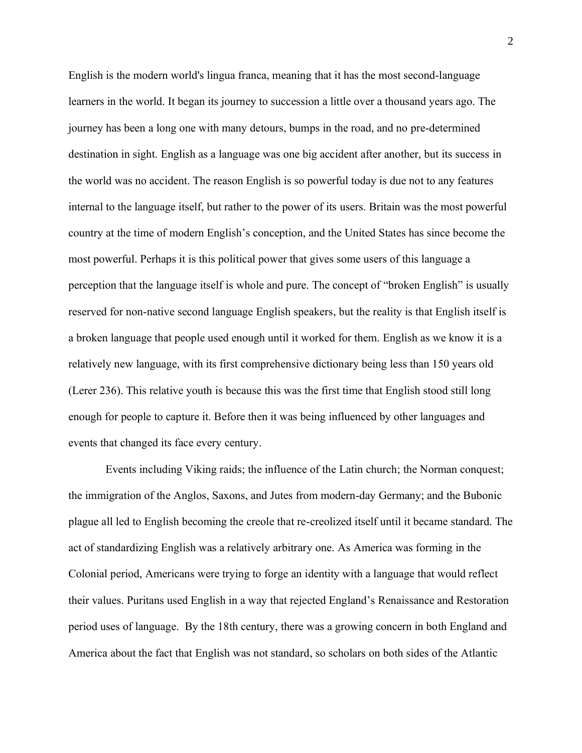English is the modern world's lingua franca, meaning that it has the most second-language learners in the world. It began its journey to succession a little over a thousand years ago. The journey has been a long one with many detours, bumps in the road, and no pre-determined destination in sight. English as a language was one big accident after another, but its success in the world was no accident. The reason English is so powerful today is due not to any features internal to the language itself, but rather to the power of its users. Britain was the most powerful country at the time of modern English's conception, and the United States has since become the most powerful. Perhaps it is this political power that gives some users of this language a perception that the language itself is whole and pure. The concept of "broken English" is usually reserved for non-native second language English speakers, but the reality is that English itself is a broken language that people used enough until it worked for them. English as we know it is a relatively new language, with its first comprehensive dictionary being less than 150 years old (Lerer 236). This relative youth is because this was the first time that English stood still long enough for people to capture it. Before then it was being influenced by other languages and events that changed its face every century.

Events including Viking raids; the influence of the Latin church; the Norman conquest; the immigration of the Anglos, Saxons, and Jutes from modern-day Germany; and the Bubonic plague all led to English becoming the creole that re-creolized itself until it became standard. The act of standardizing English was a relatively arbitrary one. As America was forming in the Colonial period, Americans were trying to forge an identity with a language that would reflect their values. Puritans used English in a way that rejected England's Renaissance and Restoration period uses of language. By the 18th century, there was a growing concern in both England and America about the fact that English was not standard, so scholars on both sides of the Atlantic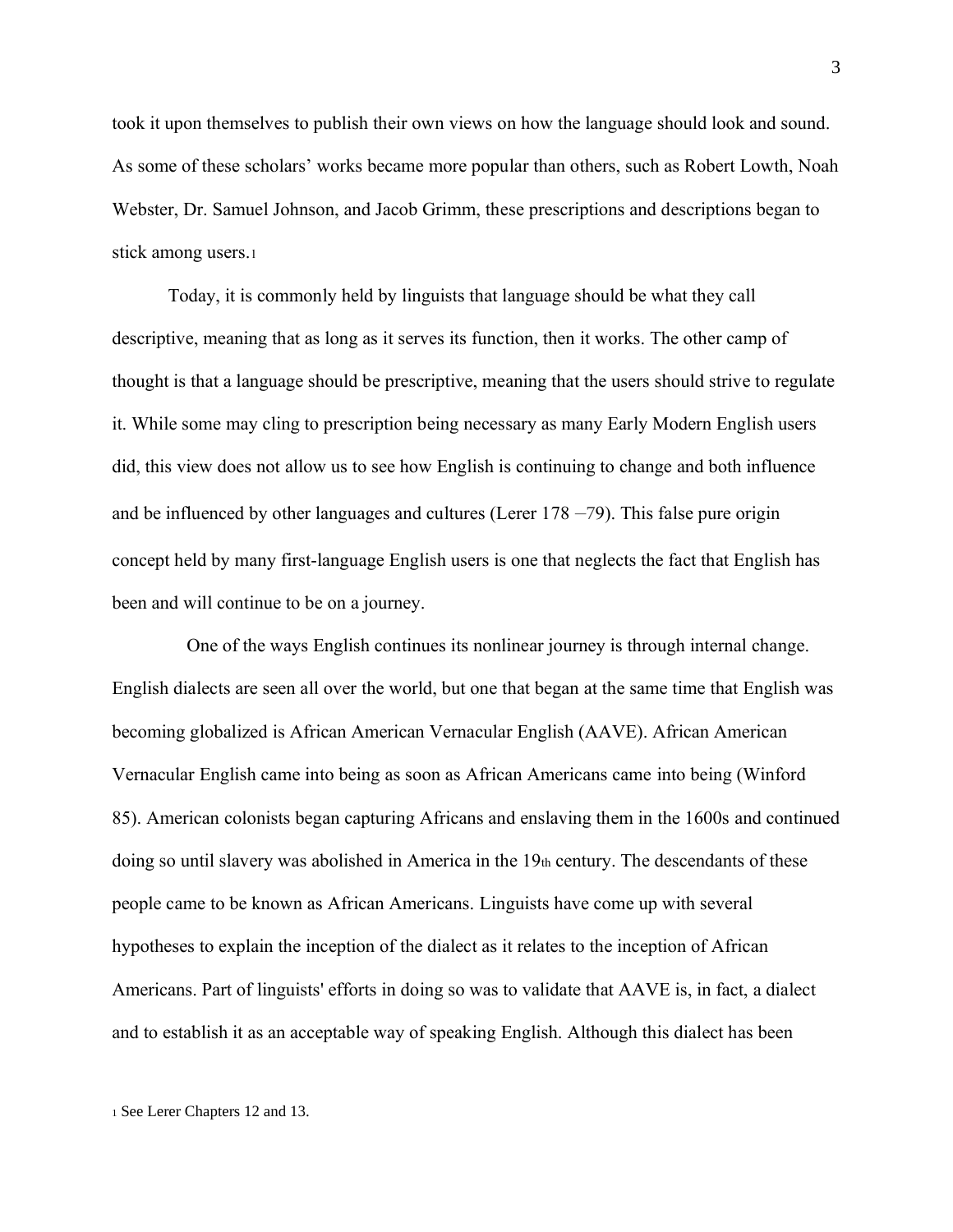took it upon themselves to publish their own views on how the language should look and sound. As some of these scholars' works became more popular than others, such as Robert Lowth, Noah Webster, Dr. Samuel Johnson, and Jacob Grimm, these prescriptions and descriptions began to stick among users.[1]

Today, it is commonly held by linguists that language should be what they call descriptive, meaning that as long as it serves its function, then it works. The other camp of thought is that a language should be prescriptive, meaning that the users should strive to regulate it. While some may cling to prescription being necessary as many Early Modern English users did, this view does not allow us to see how English is continuing to change and both influence and be influenced by other languages and cultures (Lerer 178 –79). This false pure origin concept held by many first-language English users is one that neglects the fact that English has been and will continue to be on a journey.

One of the ways English continues its nonlinear journey is through internal change. English dialects are seen all over the world, but one that began at the same time that English was becoming globalized is African American Vernacular English (AAVE). African American Vernacular English came into being as soon as African Americans came into being (Winford 85). American colonists began capturing Africans and enslaving them in the 1600s and continued doing so until slavery was abolished in America in the 19th century. The descendants of these people came to be known as African Americans. Linguists have come up with several hypotheses to explain the inception of the dialect as it relates to the inception of African Americans. Part of linguists' efforts in doing so was to validate that AAVE is, in fact, a dialect and to establish it as an acceptable way of speaking English. Although this dialect has been

[1] See Lerer Chapters 12 and 13.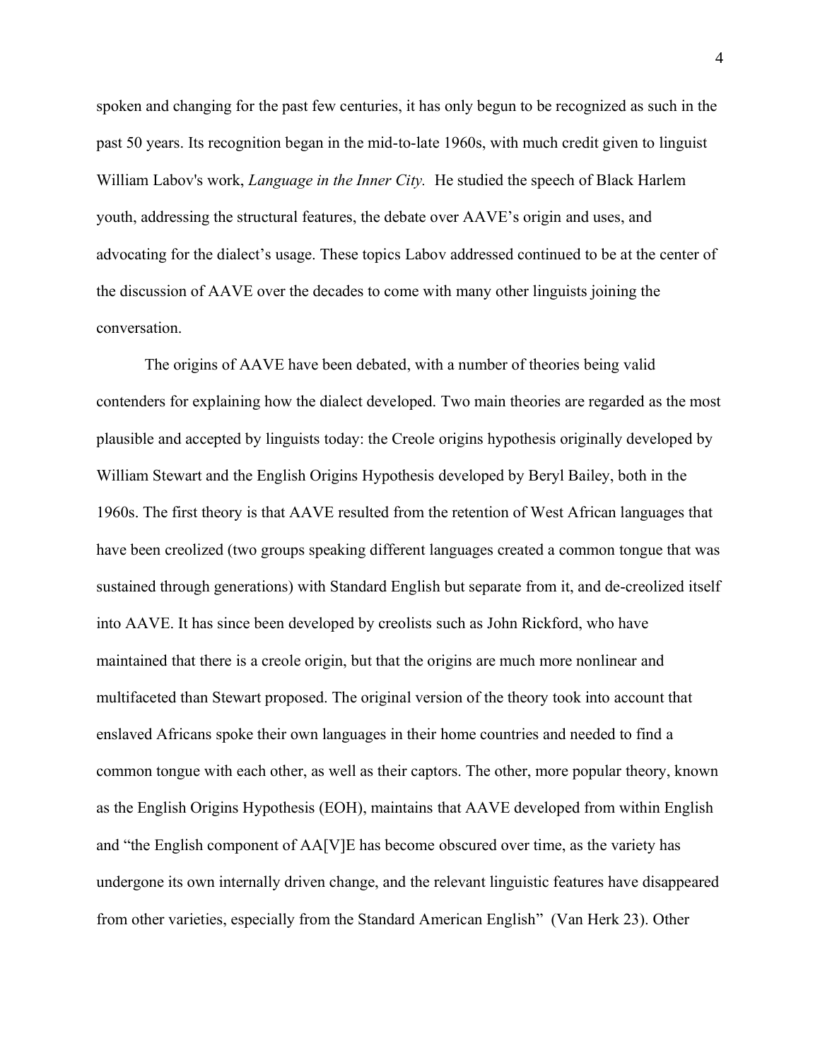spoken and changing for the past few centuries, it has only begun to be recognized as such in the past 50 years. Its recognition began in the mid-to-late 1960s, with much credit given to linguist William Labov's work, *Language in the Inner City.* He studied the speech of Black Harlem youth, addressing the structural features, the debate over AAVE's origin and uses, and advocating for the dialect's usage. These topics Labov addressed continued to be at the center of the discussion of AAVE over the decades to come with many other linguists joining the conversation.

The origins of AAVE have been debated, with a number of theories being valid contenders for explaining how the dialect developed. Two main theories are regarded as the most plausible and accepted by linguists today: the Creole origins hypothesis originally developed by William Stewart and the English Origins Hypothesis developed by Beryl Bailey, both in the 1960s. The first theory is that AAVE resulted from the retention of West African languages that have been creolized (two groups speaking different languages created a common tongue that was sustained through generations) with Standard English but separate from it, and de-creolized itself into AAVE. It has since been developed by creolists such as John Rickford, who have maintained that there is a creole origin, but that the origins are much more nonlinear and multifaceted than Stewart proposed. The original version of the theory took into account that enslaved Africans spoke their own languages in their home countries and needed to find a common tongue with each other, as well as their captors. The other, more popular theory, known as the English Origins Hypothesis (EOH), maintains that AAVE developed from within English and "the English component of AA[V]E has become obscured over time, as the variety has undergone its own internally driven change, and the relevant linguistic features have disappeared from other varieties, especially from the Standard American English" (Van Herk 23). Other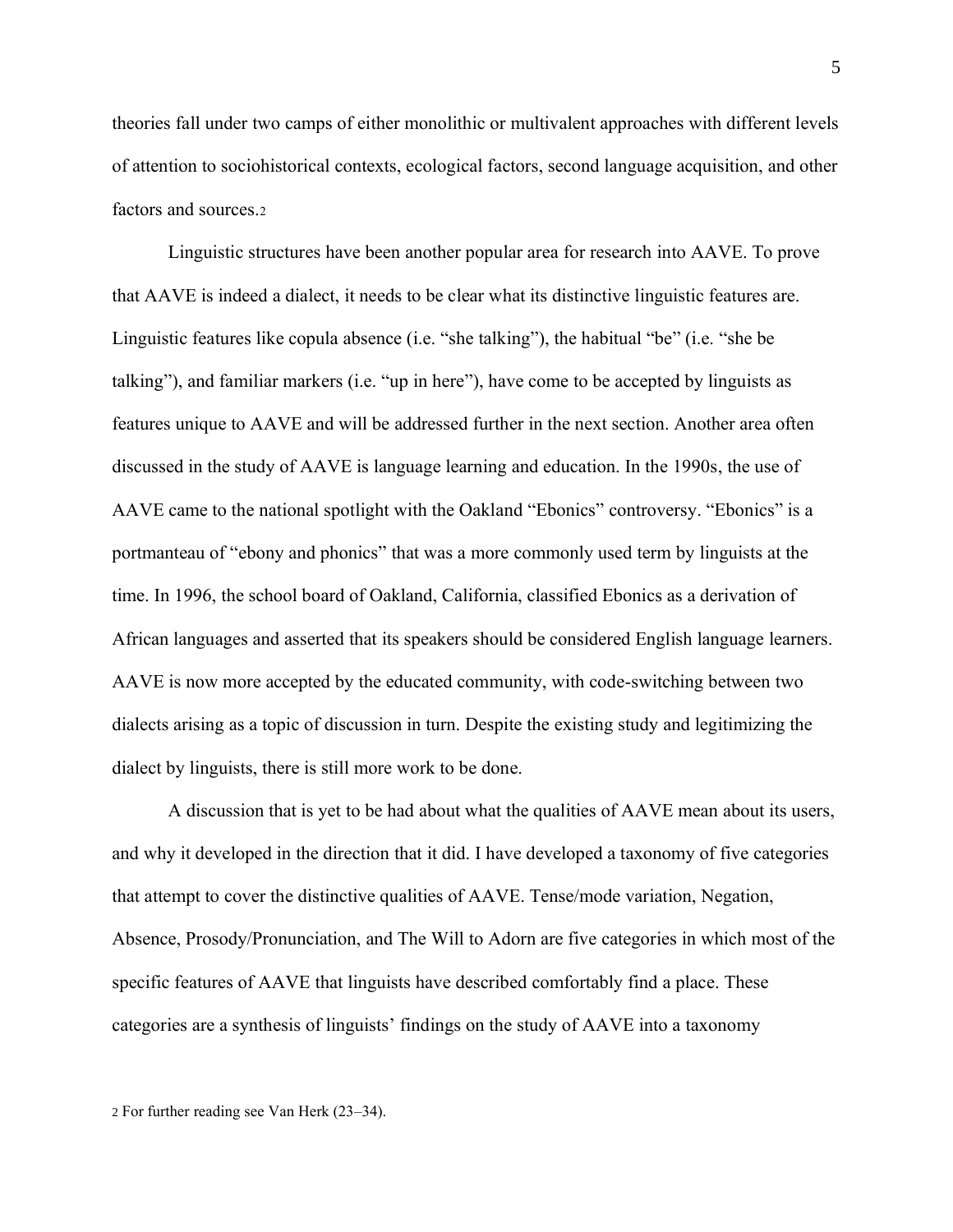theories fall under two camps of either monolithic or multivalent approaches with different levels of attention to sociohistorical contexts, ecological factors, second language acquisition, and other factors and sources.[2]

Linguistic structures have been another popular area for research into AAVE. To prove that AAVE is indeed a dialect, it needs to be clear what its distinctive linguistic features are. Linguistic features like copula absence (i.e. "she talking"), the habitual "be" (i.e. "she be talking"), and familiar markers (i.e. "up in here"), have come to be accepted by linguists as features unique to AAVE and will be addressed further in the next section. Another area often discussed in the study of AAVE is language learning and education. In the 1990s, the use of AAVE came to the national spotlight with the Oakland "Ebonics" controversy. "Ebonics" is a portmanteau of "ebony and phonics" that was a more commonly used term by linguists at the time. In 1996, the school board of Oakland, California, classified Ebonics as a derivation of African languages and asserted that its speakers should be considered English language learners. AAVE is now more accepted by the educated community, with code-switching between two dialects arising as a topic of discussion in turn. Despite the existing study and legitimizing the dialect by linguists, there is still more work to be done.

A discussion that is yet to be had about what the qualities of AAVE mean about its users, and why it developed in the direction that it did. I have developed a taxonomy of five categories that attempt to cover the distinctive qualities of AAVE. Tense/mode variation, Negation, Absence, Prosody/Pronunciation, and The Will to Adorn are five categories in which most of the specific features of AAVE that linguists have described comfortably find a place. These categories are a synthesis of linguists' findings on the study of AAVE into a taxonomy

[2] For further reading see Van Herk (23–34).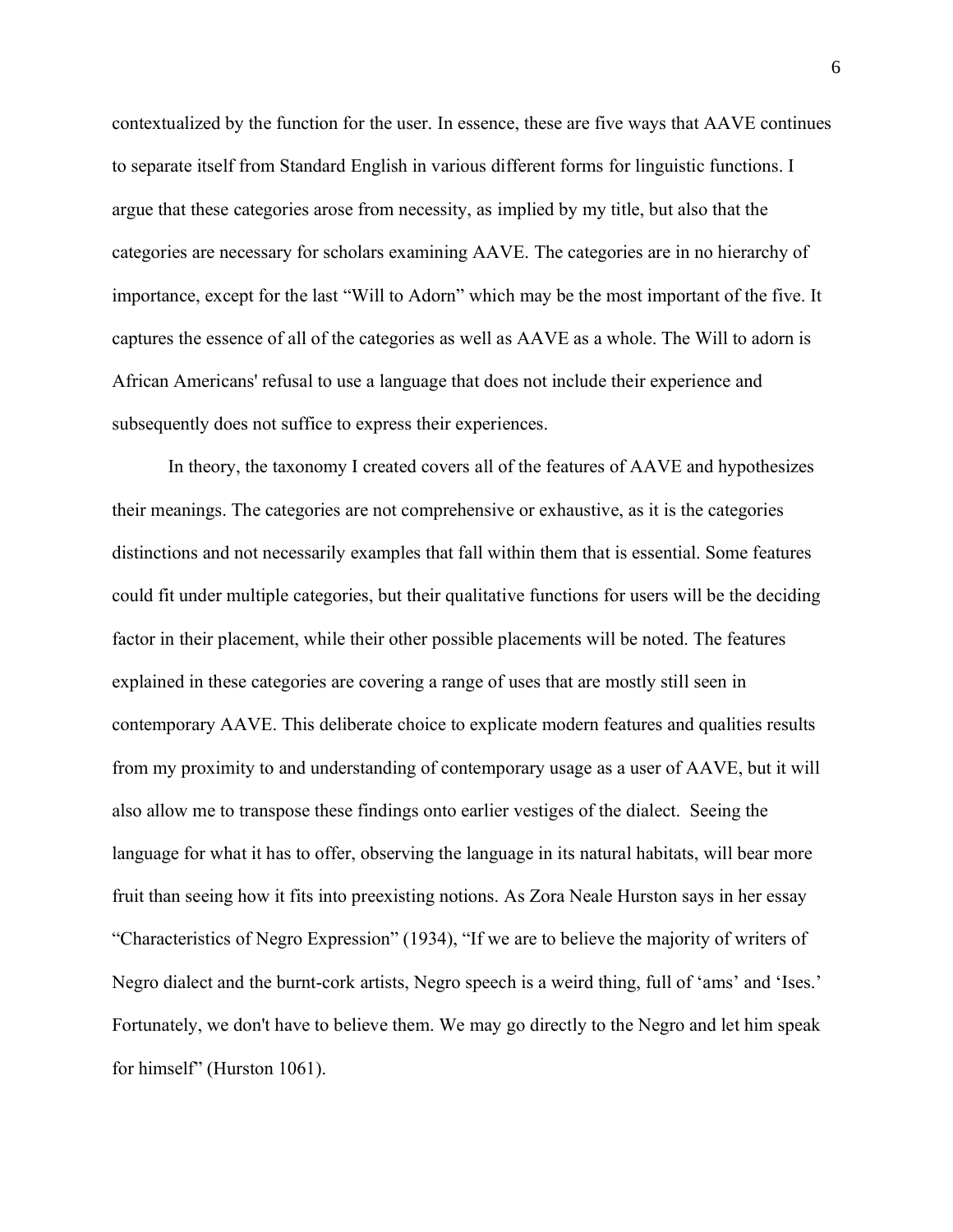contextualized by the function for the user. In essence, these are five ways that AAVE continues to separate itself from Standard English in various different forms for linguistic functions. I argue that these categories arose from necessity, as implied by my title, but also that the categories are necessary for scholars examining AAVE. The categories are in no hierarchy of importance, except for the last "Will to Adorn" which may be the most important of the five. It captures the essence of all of the categories as well as AAVE as a whole. The Will to adorn is African Americans' refusal to use a language that does not include their experience and subsequently does not suffice to express their experiences.

In theory, the taxonomy I created covers all of the features of AAVE and hypothesizes their meanings. The categories are not comprehensive or exhaustive, as it is the categories distinctions and not necessarily examples that fall within them that is essential. Some features could fit under multiple categories, but their qualitative functions for users will be the deciding factor in their placement, while their other possible placements will be noted. The features explained in these categories are covering a range of uses that are mostly still seen in contemporary AAVE. This deliberate choice to explicate modern features and qualities results from my proximity to and understanding of contemporary usage as a user of AAVE, but it will also allow me to transpose these findings onto earlier vestiges of the dialect. Seeing the language for what it has to offer, observing the language in its natural habitats, will bear more fruit than seeing how it fits into preexisting notions. As Zora Neale Hurston says in her essay "Characteristics of Negro Expression" (1934), "If we are to believe the majority of writers of Negro dialect and the burnt-cork artists, Negro speech is a weird thing, full of 'ams' and 'Ises.' Fortunately, we don't have to believe them. We may go directly to the Negro and let him speak for himself" (Hurston 1061).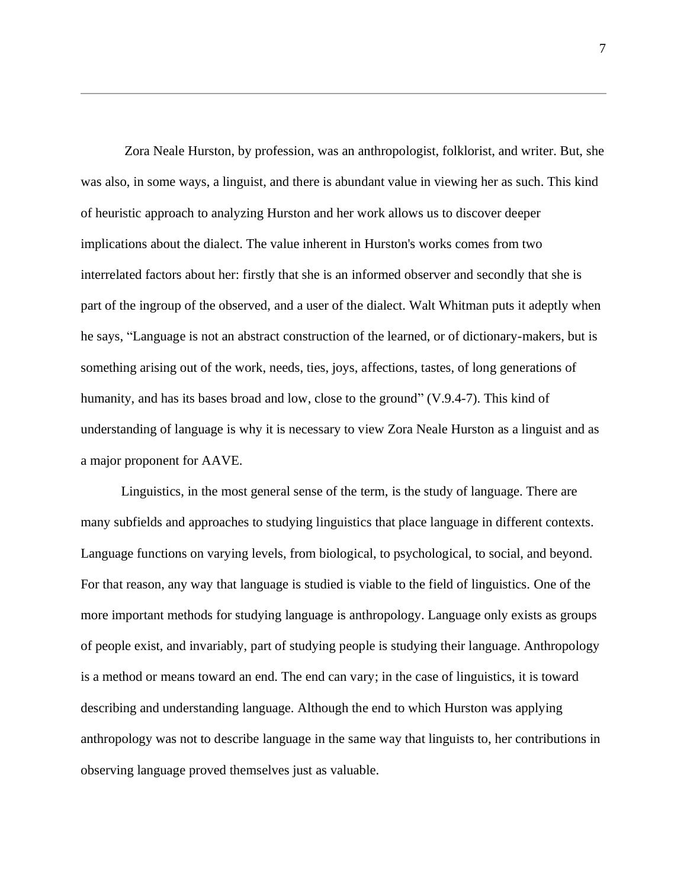Zora Neale Hurston, by profession, was an anthropologist, folklorist, and writer. But, she was also, in some ways, a linguist, and there is abundant value in viewing her as such. This kind of heuristic approach to analyzing Hurston and her work allows us to discover deeper implications about the dialect. The value inherent in Hurston's works comes from two interrelated factors about her: firstly that she is an informed observer and secondly that she is part of the ingroup of the observed, and a user of the dialect. Walt Whitman puts it adeptly when he says, "Language is not an abstract construction of the learned, or of dictionary-makers, but is something arising out of the work, needs, ties, joys, affections, tastes, of long generations of humanity, and has its bases broad and low, close to the ground" (V.9.4-7). This kind of understanding of language is why it is necessary to view Zora Neale Hurston as a linguist and as a major proponent for AAVE.

Linguistics, in the most general sense of the term, is the study of language. There are many subfields and approaches to studying linguistics that place language in different contexts. Language functions on varying levels, from biological, to psychological, to social, and beyond. For that reason, any way that language is studied is viable to the field of linguistics. One of the more important methods for studying language is anthropology. Language only exists as groups of people exist, and invariably, part of studying people is studying their language. Anthropology is a method or means toward an end. The end can vary; in the case of linguistics, it is toward describing and understanding language. Although the end to which Hurston was applying anthropology was not to describe language in the same way that linguists to, her contributions in observing language proved themselves just as valuable.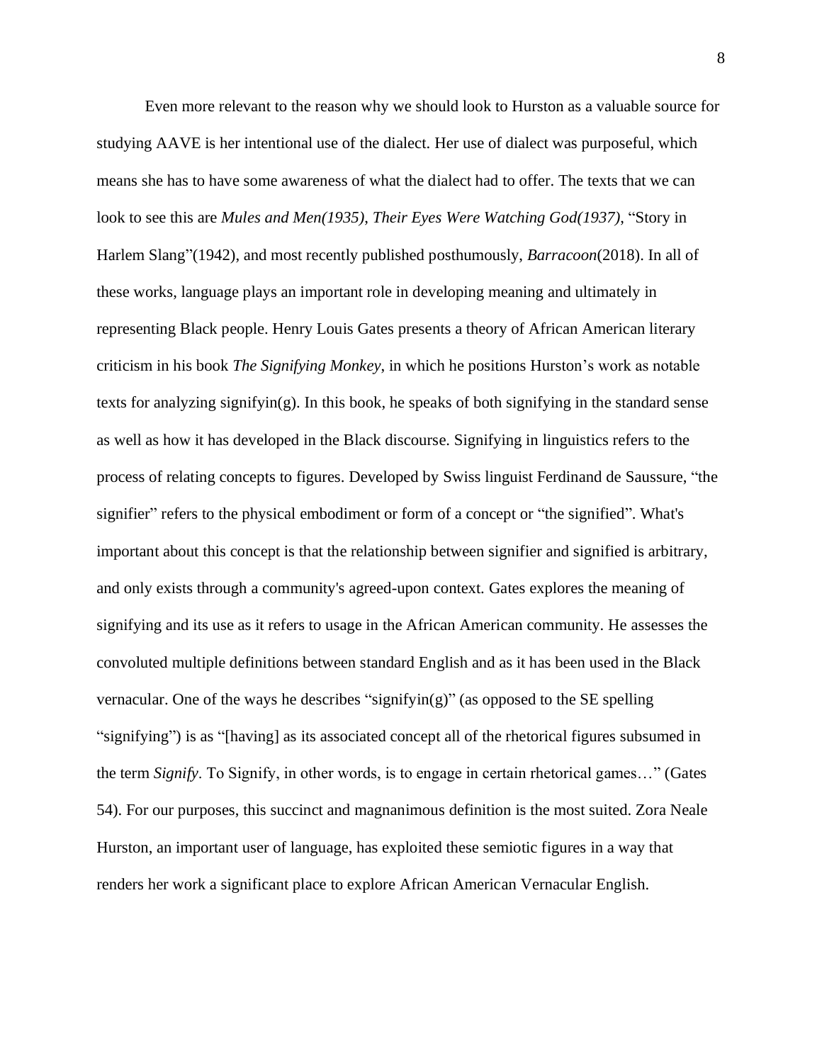Even more relevant to the reason why we should look to Hurston as a valuable source for studying AAVE is her intentional use of the dialect. Her use of dialect was purposeful, which means she has to have some awareness of what the dialect had to offer. The texts that we can look to see this are *Mules and Men(1935)*, *Their Eyes Were Watching God(1937)*, "Story in Harlem Slang"(1942), and most recently published posthumously, *Barracoon*(2018). In all of these works, language plays an important role in developing meaning and ultimately in representing Black people. Henry Louis Gates presents a theory of African American literary criticism in his book *The Signifying Monkey*, in which he positions Hurston's work as notable texts for analyzing signifyin(g). In this book, he speaks of both signifying in the standard sense as well as how it has developed in the Black discourse. Signifying in linguistics refers to the process of relating concepts to figures. Developed by Swiss linguist Ferdinand de Saussure, "the signifier" refers to the physical embodiment or form of a concept or "the signified". What's important about this concept is that the relationship between signifier and signified is arbitrary, and only exists through a community's agreed-upon context. Gates explores the meaning of signifying and its use as it refers to usage in the African American community. He assesses the convoluted multiple definitions between standard English and as it has been used in the Black vernacular. One of the ways he describes "signifyin(g)" (as opposed to the SE spelling "signifying") is as "[having] as its associated concept all of the rhetorical figures subsumed in the term *Signify*. To Signify, in other words, is to engage in certain rhetorical games…" (Gates 54). For our purposes, this succinct and magnanimous definition is the most suited. Zora Neale Hurston, an important user of language, has exploited these semiotic figures in a way that renders her work a significant place to explore African American Vernacular English.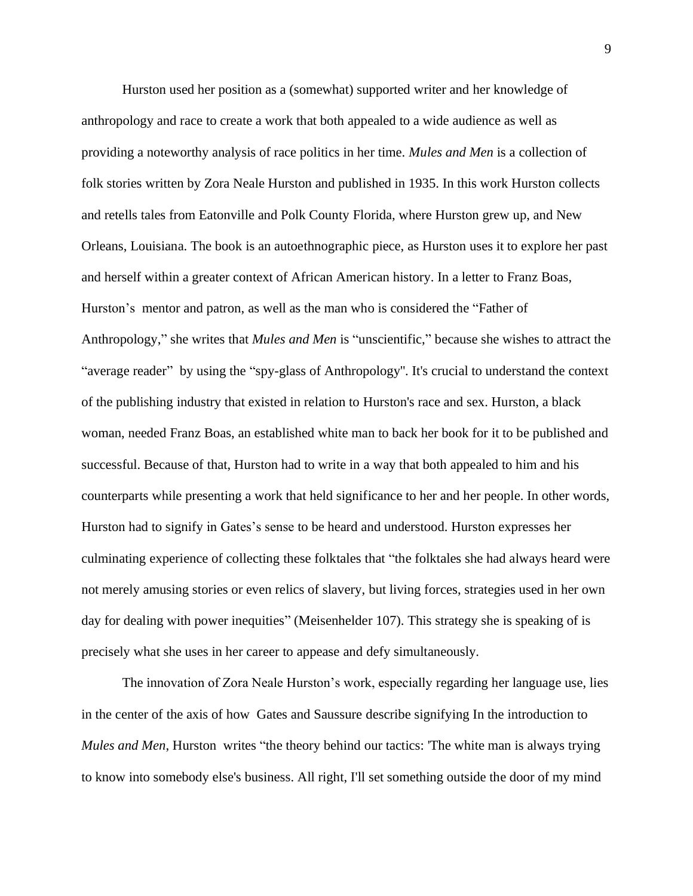Hurston used her position as a (somewhat) supported writer and her knowledge of anthropology and race to create a work that both appealed to a wide audience as well as providing a noteworthy analysis of race politics in her time. *Mules and Men* is a collection of folk stories written by Zora Neale Hurston and published in 1935. In this work Hurston collects and retells tales from Eatonville and Polk County Florida, where Hurston grew up, and New Orleans, Louisiana. The book is an autoethnographic piece, as Hurston uses it to explore her past and herself within a greater context of African American history. In a letter to Franz Boas, Hurston's mentor and patron, as well as the man who is considered the "Father of Anthropology," she writes that *Mules and Men* is "unscientific," because she wishes to attract the "average reader" by using the "spy-glass of Anthropology". It's crucial to understand the context of the publishing industry that existed in relation to Hurston's race and sex. Hurston, a black woman, needed Franz Boas, an established white man to back her book for it to be published and successful. Because of that, Hurston had to write in a way that both appealed to him and his counterparts while presenting a work that held significance to her and her people. In other words, Hurston had to signify in Gates's sense to be heard and understood. Hurston expresses her culminating experience of collecting these folktales that "the folktales she had always heard were not merely amusing stories or even relics of slavery, but living forces, strategies used in her own day for dealing with power inequities" (Meisenhelder 107). This strategy she is speaking of is precisely what she uses in her career to appease and defy simultaneously.

The innovation of Zora Neale Hurston's work, especially regarding her language use, lies in the center of the axis of how Gates and Saussure describe signifying In the introduction to *Mules and Men*, Hurston writes "the theory behind our tactics: 'The white man is always trying to know into somebody else's business. All right, I'll set something outside the door of my mind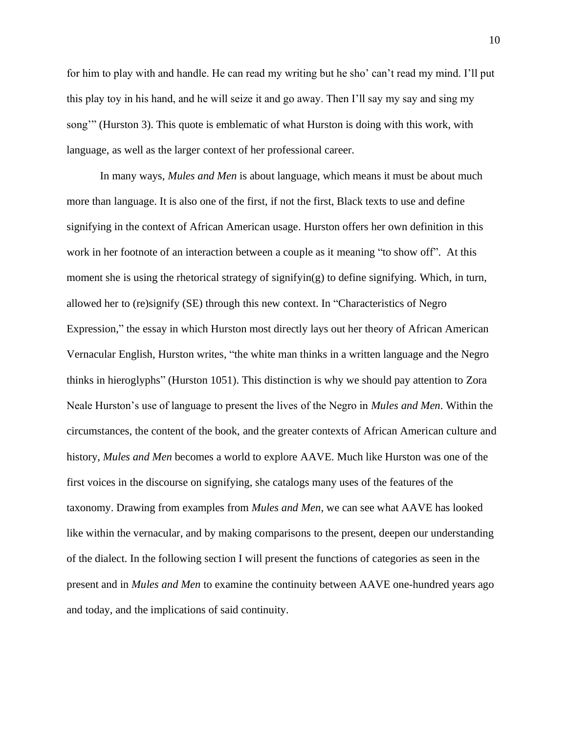for him to play with and handle. He can read my writing but he sho' can't read my mind. I'll put this play toy in his hand, and he will seize it and go away. Then I'll say my say and sing my song'" (Hurston 3). This quote is emblematic of what Hurston is doing with this work, with language, as well as the larger context of her professional career.

In many ways, *Mules and Men* is about language, which means it must be about much more than language. It is also one of the first, if not the first, Black texts to use and define signifying in the context of African American usage. Hurston offers her own definition in this work in her footnote of an interaction between a couple as it meaning "to show off". At this moment she is using the rhetorical strategy of signifyin(g) to define signifying. Which, in turn, allowed her to (re)signify (SE) through this new context. In "Characteristics of Negro Expression," the essay in which Hurston most directly lays out her theory of African American Vernacular English, Hurston writes, "the white man thinks in a written language and the Negro thinks in hieroglyphs" (Hurston 1051). This distinction is why we should pay attention to Zora Neale Hurston's use of language to present the lives of the Negro in *Mules and Men*. Within the circumstances, the content of the book, and the greater contexts of African American culture and history, *Mules and Men* becomes a world to explore AAVE. Much like Hurston was one of the first voices in the discourse on signifying, she catalogs many uses of the features of the taxonomy. Drawing from examples from *Mules and Men*, we can see what AAVE has looked like within the vernacular, and by making comparisons to the present, deepen our understanding of the dialect. In the following section I will present the functions of categories as seen in the present and in *Mules and Men* to examine the continuity between AAVE one-hundred years ago and today, and the implications of said continuity.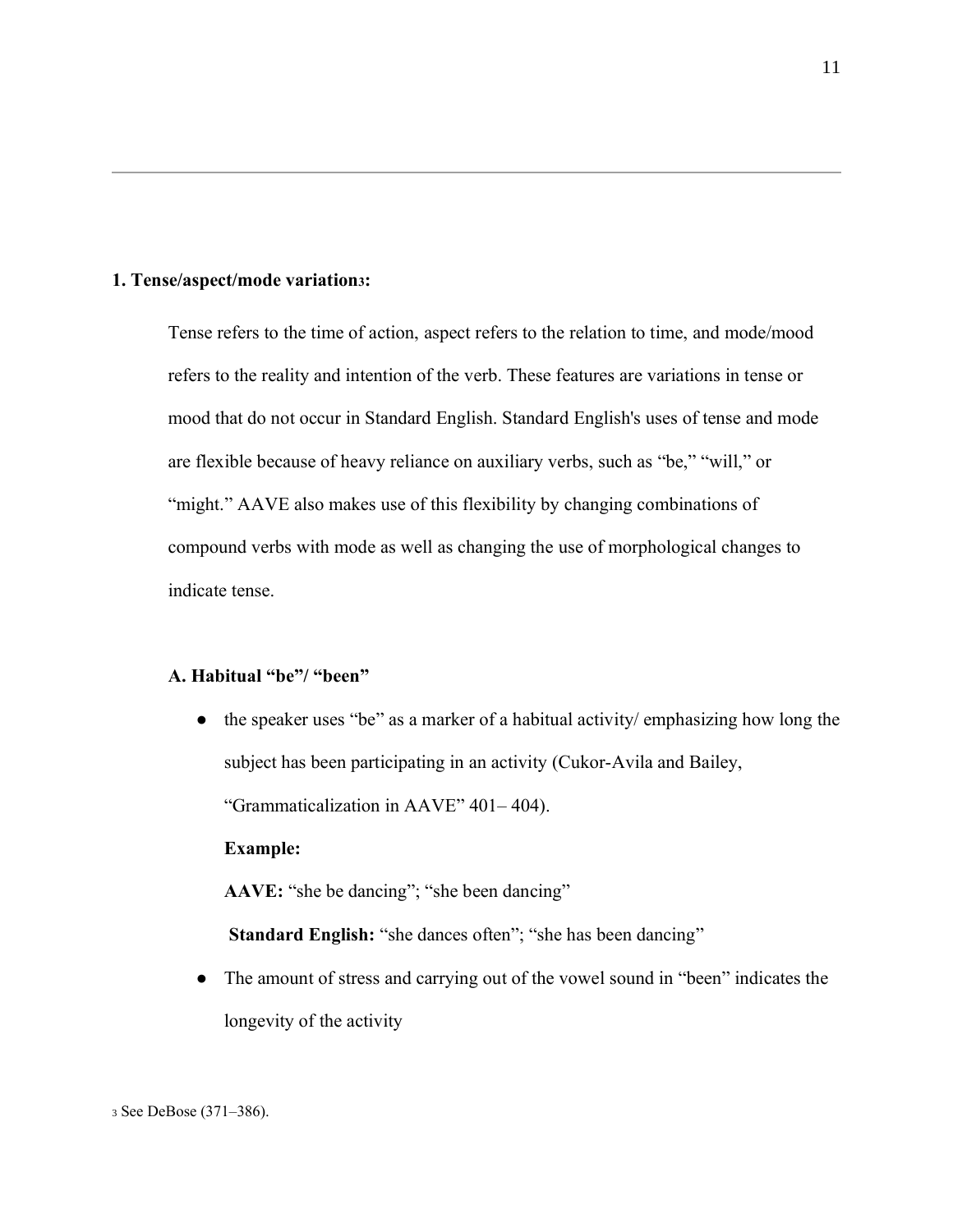**1. Tense/aspect/mode variation[3]:**

Tense refers to the time of action, aspect refers to the relation to time, and mode/mood refers to the reality and intention of the verb. These features are variations in tense or mood that do not occur in Standard English. Standard English's uses of tense and mode are flexible because of heavy reliance on auxiliary verbs, such as "be," "will," or "might." AAVE also makes use of this flexibility by changing combinations of compound verbs with mode as well as changing the use of morphological changes to indicate tense.

**A. Habitual "be"/ "been"**

- the speaker uses "be" as a marker of a habitual activity/ emphasizing how long the subject has been participating in an activity (Cukor-Avila and Bailey, "Grammaticalization in AAVE" 401– 404).

  **Example:**

  **AAVE:** "she be dancing"; "she been dancing"

  **Standard English:** "she dances often"; "she has been dancing"

- The amount of stress and carrying out of the vowel sound in "been" indicates the longevity of the activity

[3] See DeBose (371–386).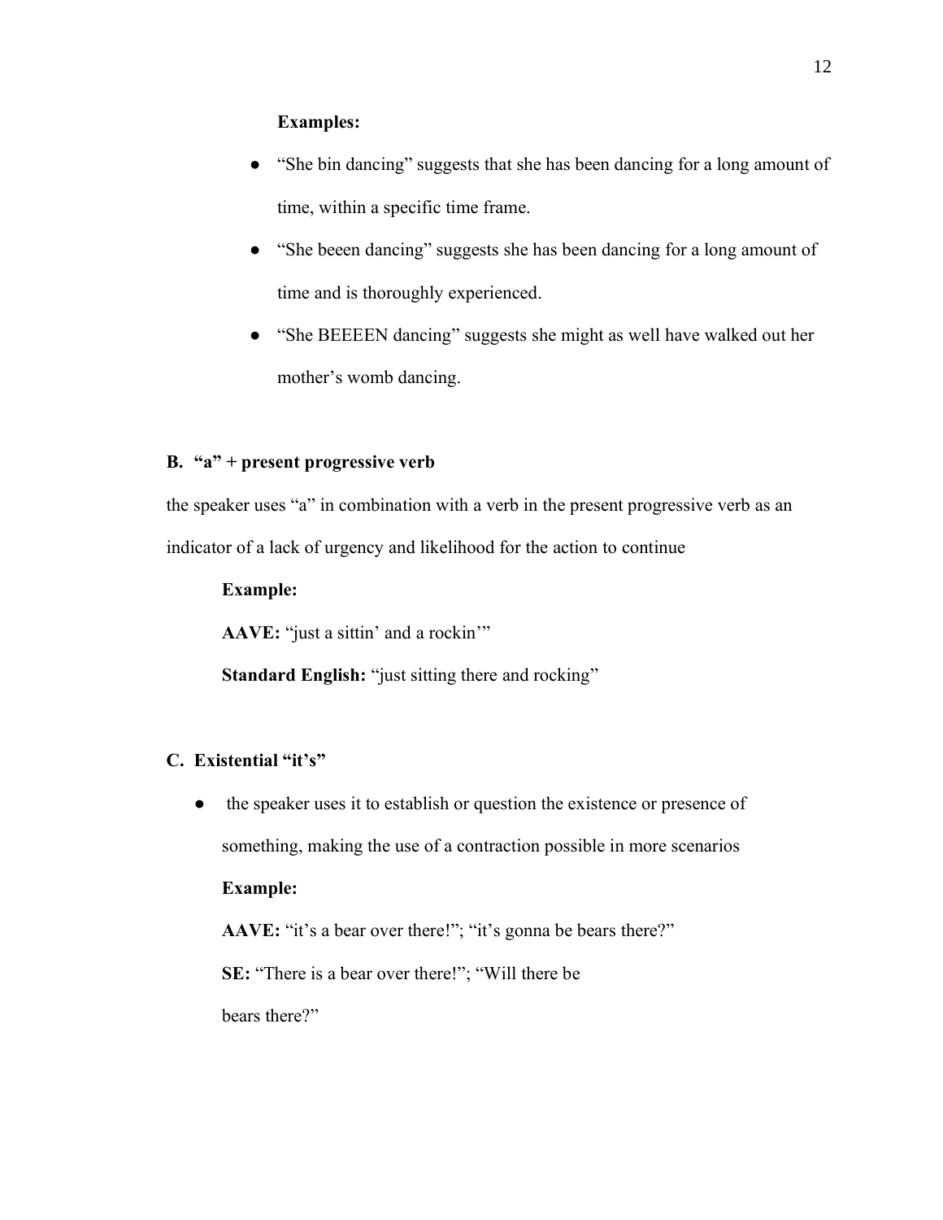**Examples:**

- "She bin dancing" suggests that she has been dancing for a long amount of time, within a specific time frame.
- "She beeen dancing" suggests she has been dancing for a long amount of time and is thoroughly experienced.
- "She BEEEEN dancing" suggests she might as well have walked out her mother's womb dancing.

### B. "a" + present progressive verb

the speaker uses "a" in combination with a verb in the present progressive verb as an indicator of a lack of urgency and likelihood for the action to continue

**Example:**

**AAVE:** "just a sittin' and a rockin'"

**Standard English:** "just sitting there and rocking"

### C. Existential "it's"

- the speaker uses it to establish or question the existence or presence of something, making the use of a contraction possible in more scenarios

  **Example:**

  **AAVE:** "it's a bear over there!"; "it's gonna be bears there?"

  **SE:** "There is a bear over there!"; "Will there be bears there?"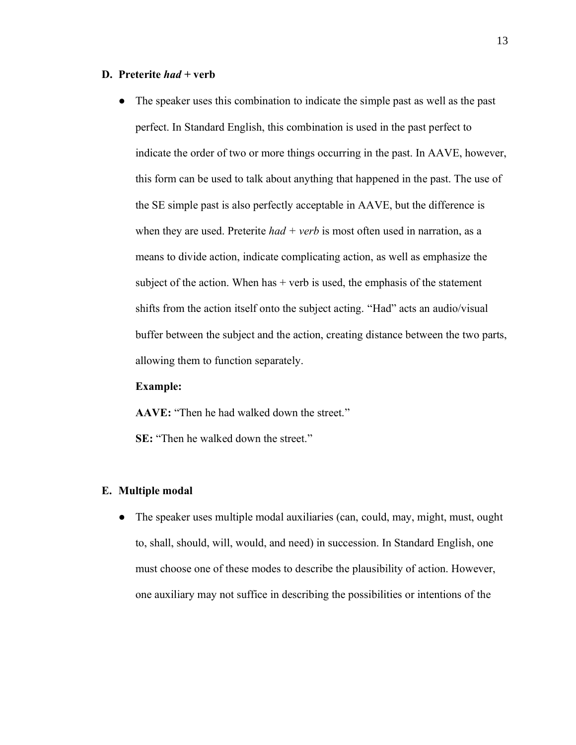### D. Preterite *had* + verb

- The speaker uses this combination to indicate the simple past as well as the past perfect. In Standard English, this combination is used in the past perfect to indicate the order of two or more things occurring in the past. In AAVE, however, this form can be used to talk about anything that happened in the past. The use of the SE simple past is also perfectly acceptable in AAVE, but the difference is when they are used. Preterite *had + verb* is most often used in narration, as a means to divide action, indicate complicating action, as well as emphasize the subject of the action. When has + verb is used, the emphasis of the statement shifts from the action itself onto the subject acting. "Had" acts an audio/visual buffer between the subject and the action, creating distance between the two parts, allowing them to function separately.

  **Example:**

  **AAVE:** "Then he had walked down the street."

  **SE:** "Then he walked down the street."

### E. Multiple modal

- The speaker uses multiple modal auxiliaries (can, could, may, might, must, ought to, shall, should, will, would, and need) in succession. In Standard English, one must choose one of these modes to describe the plausibility of action. However, one auxiliary may not suffice in describing the possibilities or intentions of the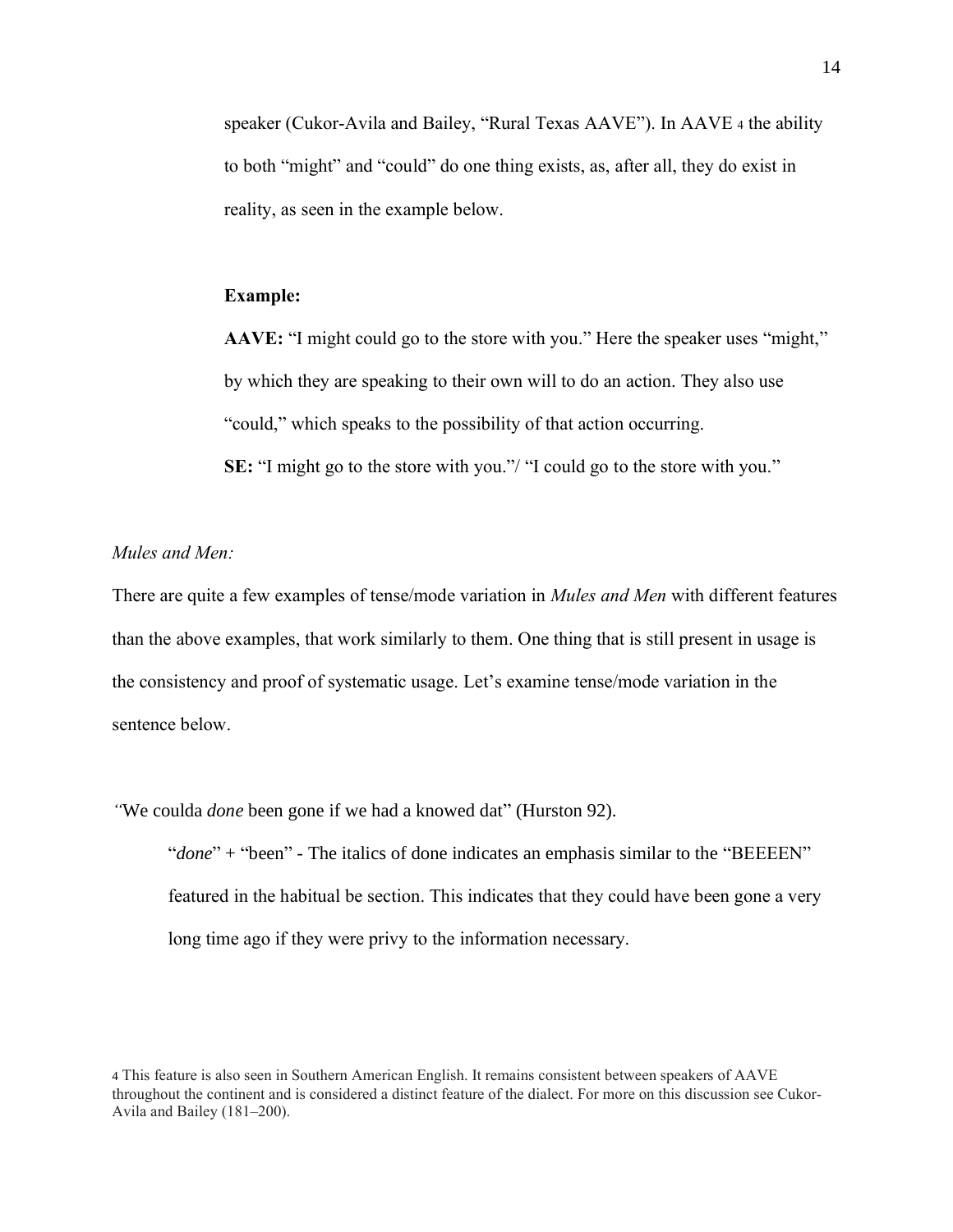speaker (Cukor-Avila and Bailey, "Rural Texas AAVE"). In AAVE [4] the ability to both "might" and "could" do one thing exists, as, after all, they do exist in reality, as seen in the example below.

**Example:**

**AAVE:** "I might could go to the store with you." Here the speaker uses "might," by which they are speaking to their own will to do an action. They also use "could," which speaks to the possibility of that action occurring.

**SE:** "I might go to the store with you."/ "I could go to the store with you."

*Mules and Men:*

There are quite a few examples of tense/mode variation in *Mules and Men* with different features than the above examples, that work similarly to them. One thing that is still present in usage is the consistency and proof of systematic usage. Let's examine tense/mode variation in the sentence below.

"We coulda *done* been gone if we had a knowed dat" (Hurston 92).

"*done*" + "been" - The italics of done indicates an emphasis similar to the "BEEEEN" featured in the habitual be section. This indicates that they could have been gone a very long time ago if they were privy to the information necessary.

[4] This feature is also seen in Southern American English. It remains consistent between speakers of AAVE throughout the continent and is considered a distinct feature of the dialect. For more on this discussion see Cukor-Avila and Bailey (181–200).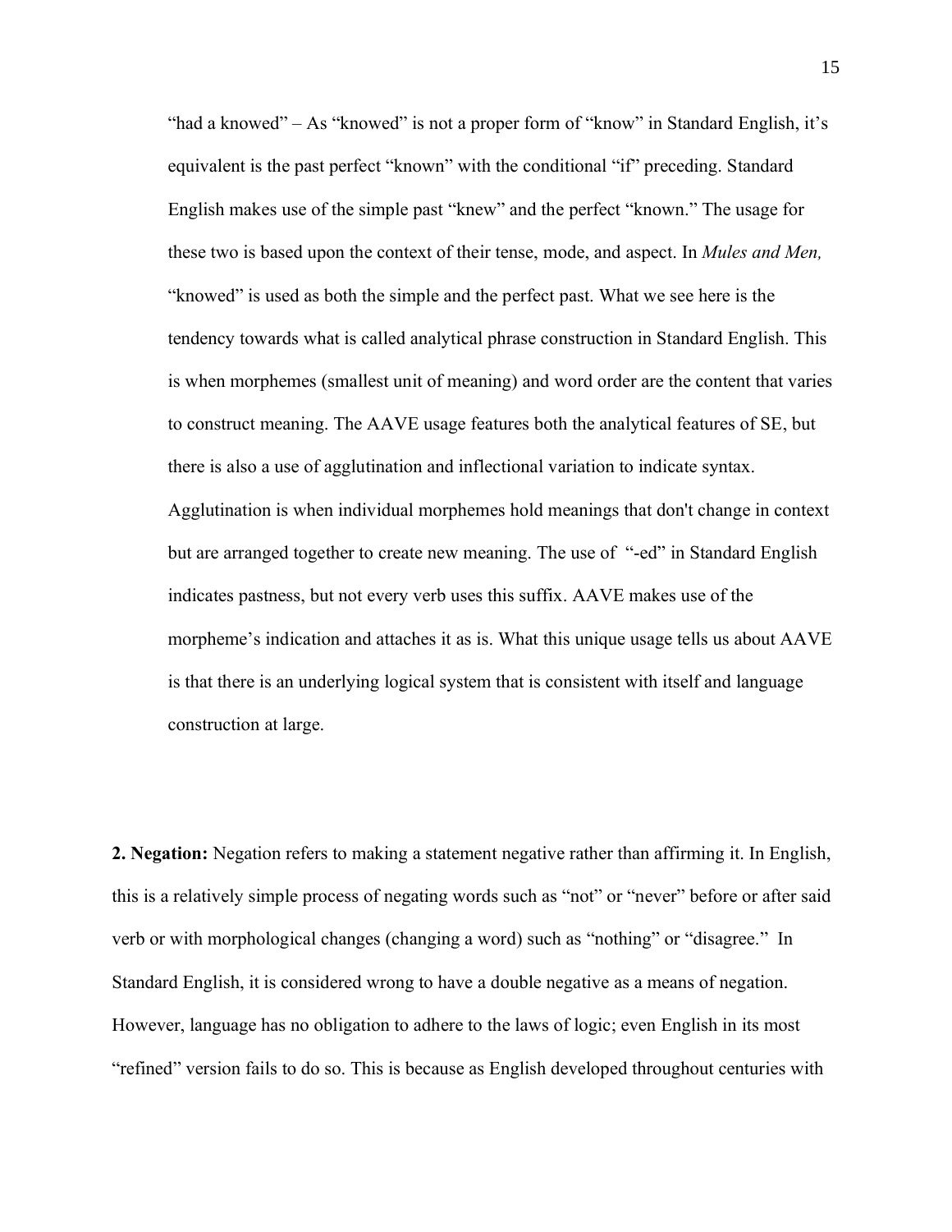"had a knowed" – As "knowed" is not a proper form of "know" in Standard English, it's equivalent is the past perfect "known" with the conditional "if" preceding. Standard English makes use of the simple past "knew" and the perfect "known." The usage for these two is based upon the context of their tense, mode, and aspect. In *Mules and Men,* "knowed" is used as both the simple and the perfect past. What we see here is the tendency towards what is called analytical phrase construction in Standard English. This is when morphemes (smallest unit of meaning) and word order are the content that varies to construct meaning. The AAVE usage features both the analytical features of SE, but there is also a use of agglutination and inflectional variation to indicate syntax. Agglutination is when individual morphemes hold meanings that don't change in context but are arranged together to create new meaning. The use of "-ed" in Standard English indicates pastness, but not every verb uses this suffix. AAVE makes use of the morpheme's indication and attaches it as is. What this unique usage tells us about AAVE is that there is an underlying logical system that is consistent with itself and language construction at large.

**2. Negation:** Negation refers to making a statement negative rather than affirming it. In English, this is a relatively simple process of negating words such as "not" or "never" before or after said verb or with morphological changes (changing a word) such as "nothing" or "disagree." In Standard English, it is considered wrong to have a double negative as a means of negation. However, language has no obligation to adhere to the laws of logic; even English in its most "refined" version fails to do so. This is because as English developed throughout centuries with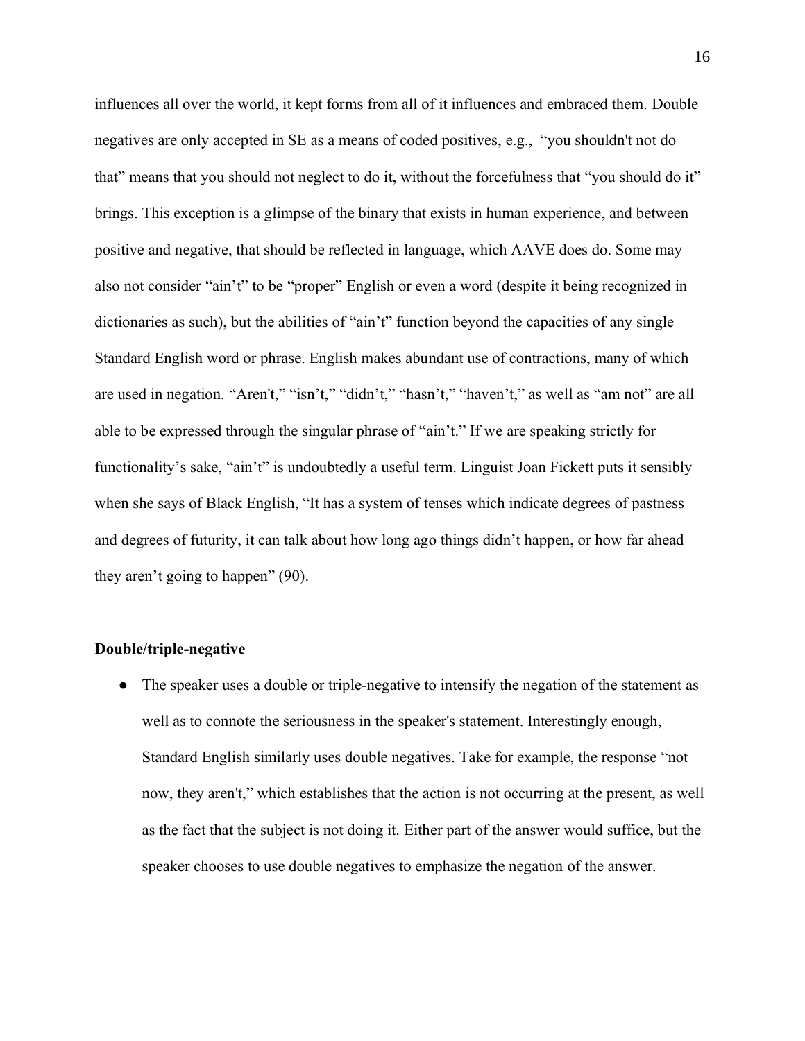influences all over the world, it kept forms from all of it influences and embraced them. Double negatives are only accepted in SE as a means of coded positives, e.g., "you shouldn't not do that" means that you should not neglect to do it, without the forcefulness that "you should do it" brings. This exception is a glimpse of the binary that exists in human experience, and between positive and negative, that should be reflected in language, which AAVE does do. Some may also not consider "ain't" to be "proper" English or even a word (despite it being recognized in dictionaries as such), but the abilities of "ain't" function beyond the capacities of any single Standard English word or phrase. English makes abundant use of contractions, many of which are used in negation. "Aren't," "isn't," "didn't," "hasn't," "haven't," as well as "am not" are all able to be expressed through the singular phrase of "ain't." If we are speaking strictly for functionality's sake, "ain't" is undoubtedly a useful term. Linguist Joan Fickett puts it sensibly when she says of Black English, "It has a system of tenses which indicate degrees of pastness and degrees of futurity, it can talk about how long ago things didn't happen, or how far ahead they aren't going to happen" (90).

**Double/triple-negative**

- The speaker uses a double or triple-negative to intensify the negation of the statement as well as to connote the seriousness in the speaker's statement. Interestingly enough, Standard English similarly uses double negatives. Take for example, the response "not now, they aren't," which establishes that the action is not occurring at the present, as well as the fact that the subject is not doing it. Either part of the answer would suffice, but the speaker chooses to use double negatives to emphasize the negation of the answer.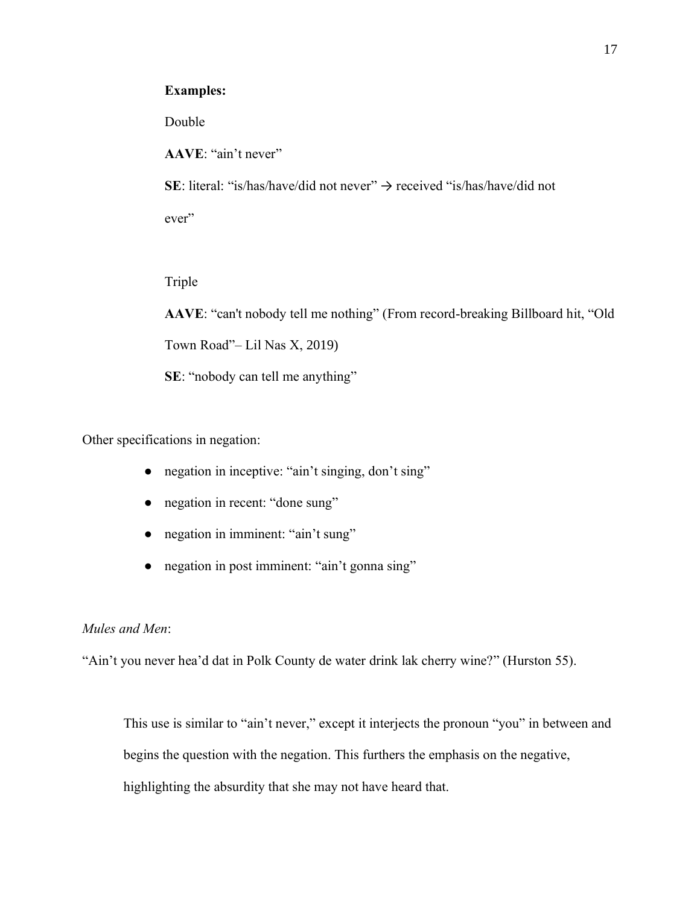**Examples:**

Double

**AAVE**: "ain't never"

**SE**: literal: "is/has/have/did not never" → received "is/has/have/did not ever"

Triple

**AAVE**: "can't nobody tell me nothing" (From record-breaking Billboard hit, "Old Town Road"– Lil Nas X, 2019)

**SE**: "nobody can tell me anything"

Other specifications in negation:

- negation in inceptive: "ain't singing, don't sing"
- negation in recent: "done sung"
- negation in imminent: "ain't sung"
- negation in post imminent: "ain't gonna sing"

*Mules and Men*:

"Ain't you never hea'd dat in Polk County de water drink lak cherry wine?" (Hurston 55).

This use is similar to "ain't never," except it interjects the pronoun "you" in between and begins the question with the negation. This furthers the emphasis on the negative, highlighting the absurdity that she may not have heard that.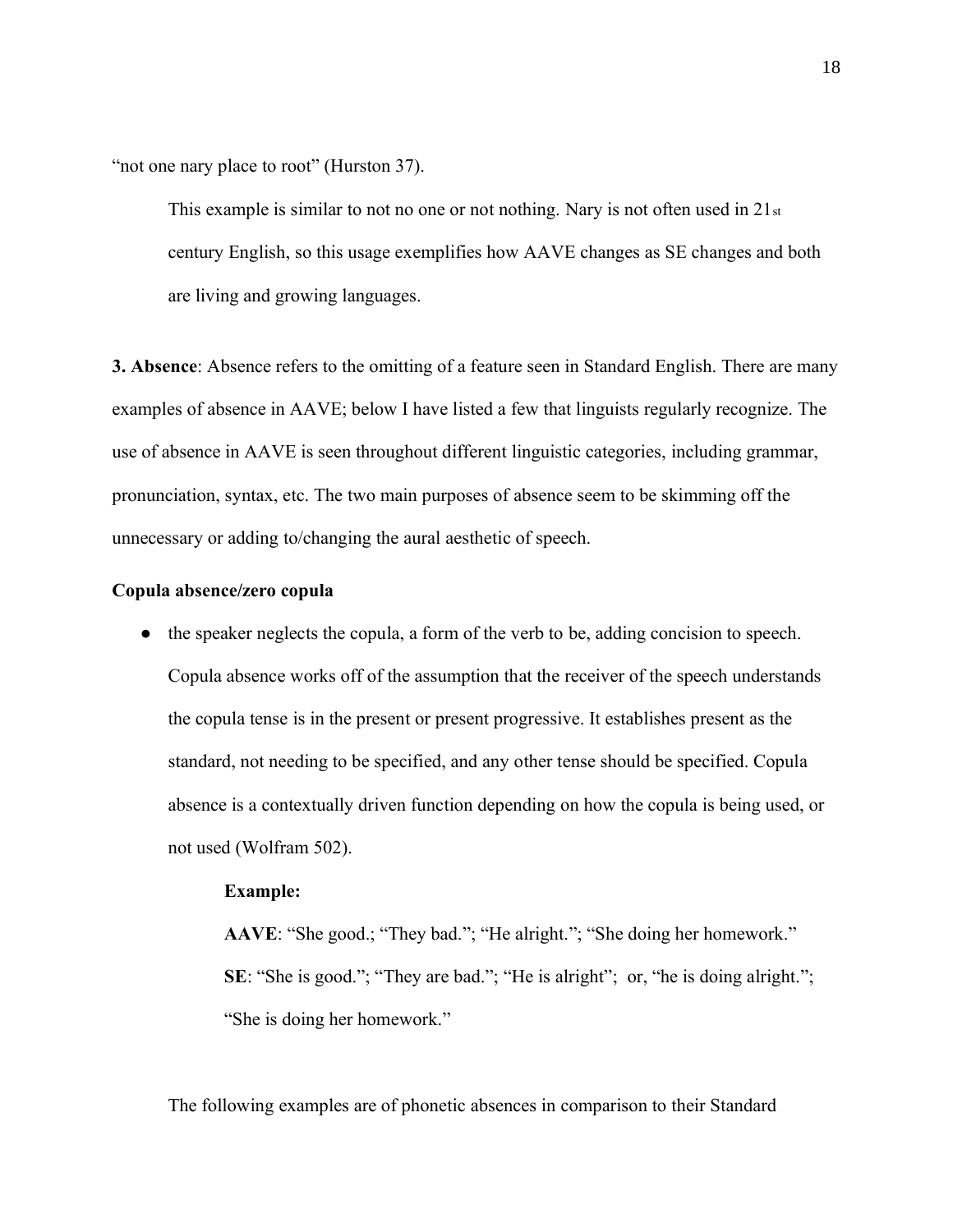"not one nary place to root" (Hurston 37).

> This example is similar to not no one or not nothing. Nary is not often used in 21st century English, so this usage exemplifies how AAVE changes as SE changes and both are living and growing languages.

**3. Absence**: Absence refers to the omitting of a feature seen in Standard English. There are many examples of absence in AAVE; below I have listed a few that linguists regularly recognize. The use of absence in AAVE is seen throughout different linguistic categories, including grammar, pronunciation, syntax, etc. The two main purposes of absence seem to be skimming off the unnecessary or adding to/changing the aural aesthetic of speech.

**Copula absence/zero copula**

- the speaker neglects the copula, a form of the verb to be, adding concision to speech. Copula absence works off of the assumption that the receiver of the speech understands the copula tense is in the present or present progressive. It establishes present as the standard, not needing to be specified, and any other tense should be specified. Copula absence is a contextually driven function depending on how the copula is being used, or not used (Wolfram 502).

    **Example:**

    **AAVE**: "She good.; "They bad."; "He alright."; "She doing her homework."
    **SE**: "She is good."; "They are bad."; "He is alright"; or, "he is doing alright."; "She is doing her homework."

The following examples are of phonetic absences in comparison to their Standard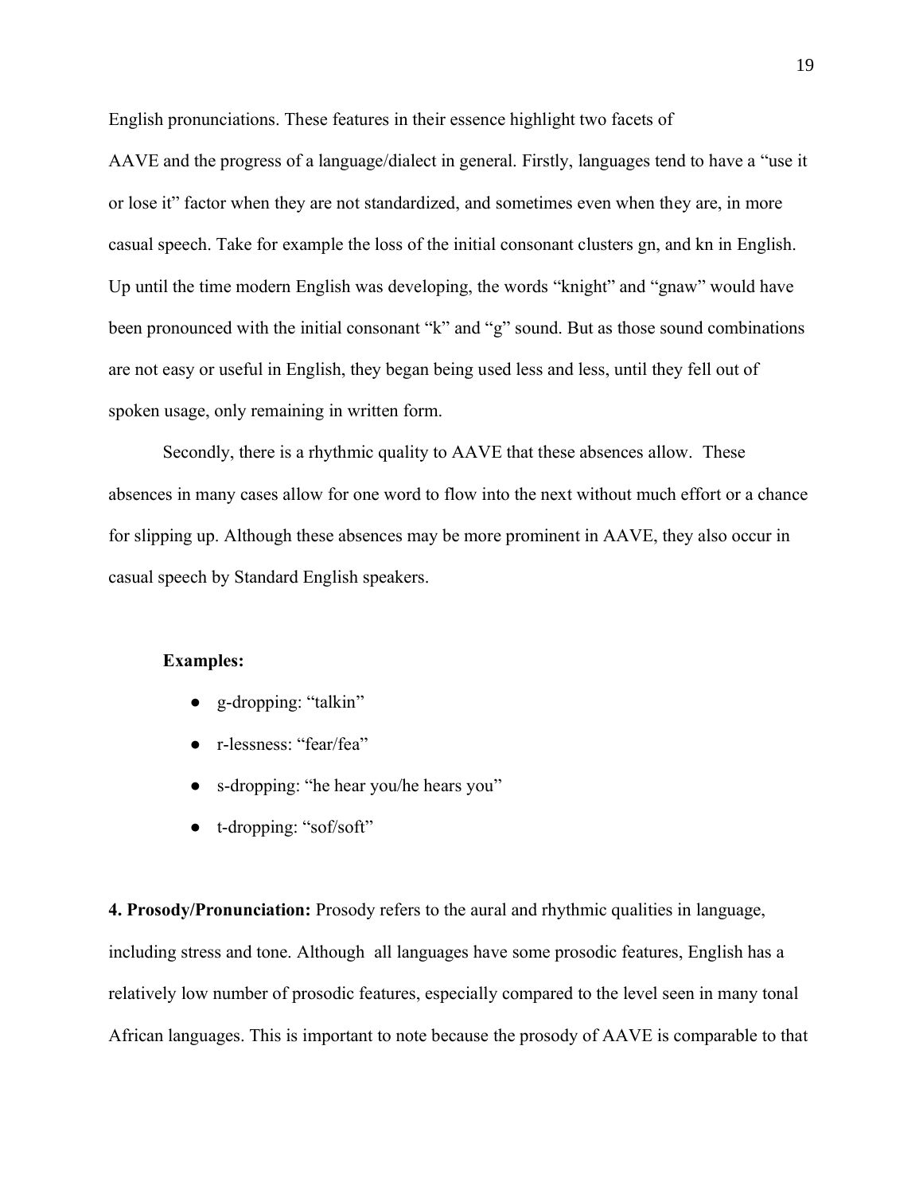English pronunciations. These features in their essence highlight two facets of AAVE and the progress of a language/dialect in general. Firstly, languages tend to have a "use it or lose it" factor when they are not standardized, and sometimes even when they are, in more casual speech. Take for example the loss of the initial consonant clusters gn, and kn in English. Up until the time modern English was developing, the words "knight" and "gnaw" would have been pronounced with the initial consonant "k" and "g" sound. But as those sound combinations are not easy or useful in English, they began being used less and less, until they fell out of spoken usage, only remaining in written form.

Secondly, there is a rhythmic quality to AAVE that these absences allow. These absences in many cases allow for one word to flow into the next without much effort or a chance for slipping up. Although these absences may be more prominent in AAVE, they also occur in casual speech by Standard English speakers.

**Examples:**

- g-dropping: "talkin"
- r-lessness: "fear/fea"
- s-dropping: "he hear you/he hears you"
- t-dropping: "sof/soft"

**4. Prosody/Pronunciation:** Prosody refers to the aural and rhythmic qualities in language, including stress and tone. Although all languages have some prosodic features, English has a relatively low number of prosodic features, especially compared to the level seen in many tonal African languages. This is important to note because the prosody of AAVE is comparable to that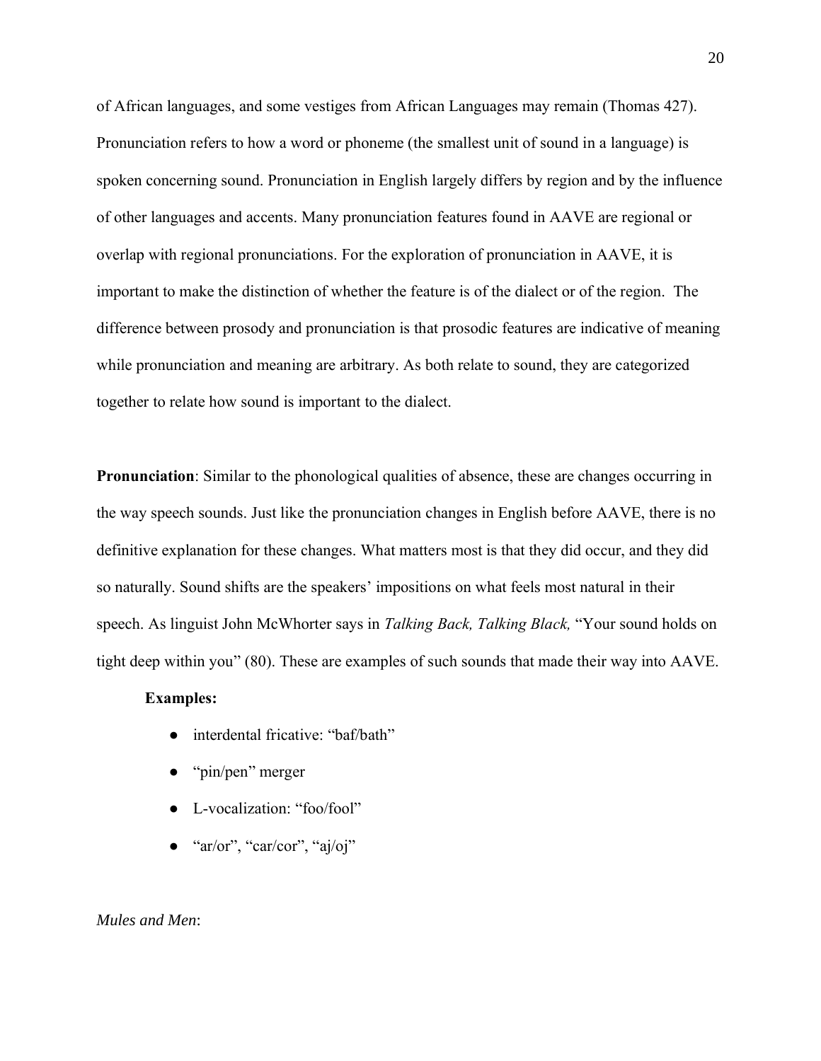of African languages, and some vestiges from African Languages may remain (Thomas 427). Pronunciation refers to how a word or phoneme (the smallest unit of sound in a language) is spoken concerning sound. Pronunciation in English largely differs by region and by the influence of other languages and accents. Many pronunciation features found in AAVE are regional or overlap with regional pronunciations. For the exploration of pronunciation in AAVE, it is important to make the distinction of whether the feature is of the dialect or of the region. The difference between prosody and pronunciation is that prosodic features are indicative of meaning while pronunciation and meaning are arbitrary. As both relate to sound, they are categorized together to relate how sound is important to the dialect.

**Pronunciation**: Similar to the phonological qualities of absence, these are changes occurring in the way speech sounds. Just like the pronunciation changes in English before AAVE, there is no definitive explanation for these changes. What matters most is that they did occur, and they did so naturally. Sound shifts are the speakers' impositions on what feels most natural in their speech. As linguist John McWhorter says in *Talking Back, Talking Black,* "Your sound holds on tight deep within you" (80). These are examples of such sounds that made their way into AAVE.

**Examples:**

- interdental fricative: "baf/bath"
- "pin/pen" merger
- L-vocalization: "foo/fool"
- "ar/or", "car/cor", "aj/oj"

*Mules and Men*: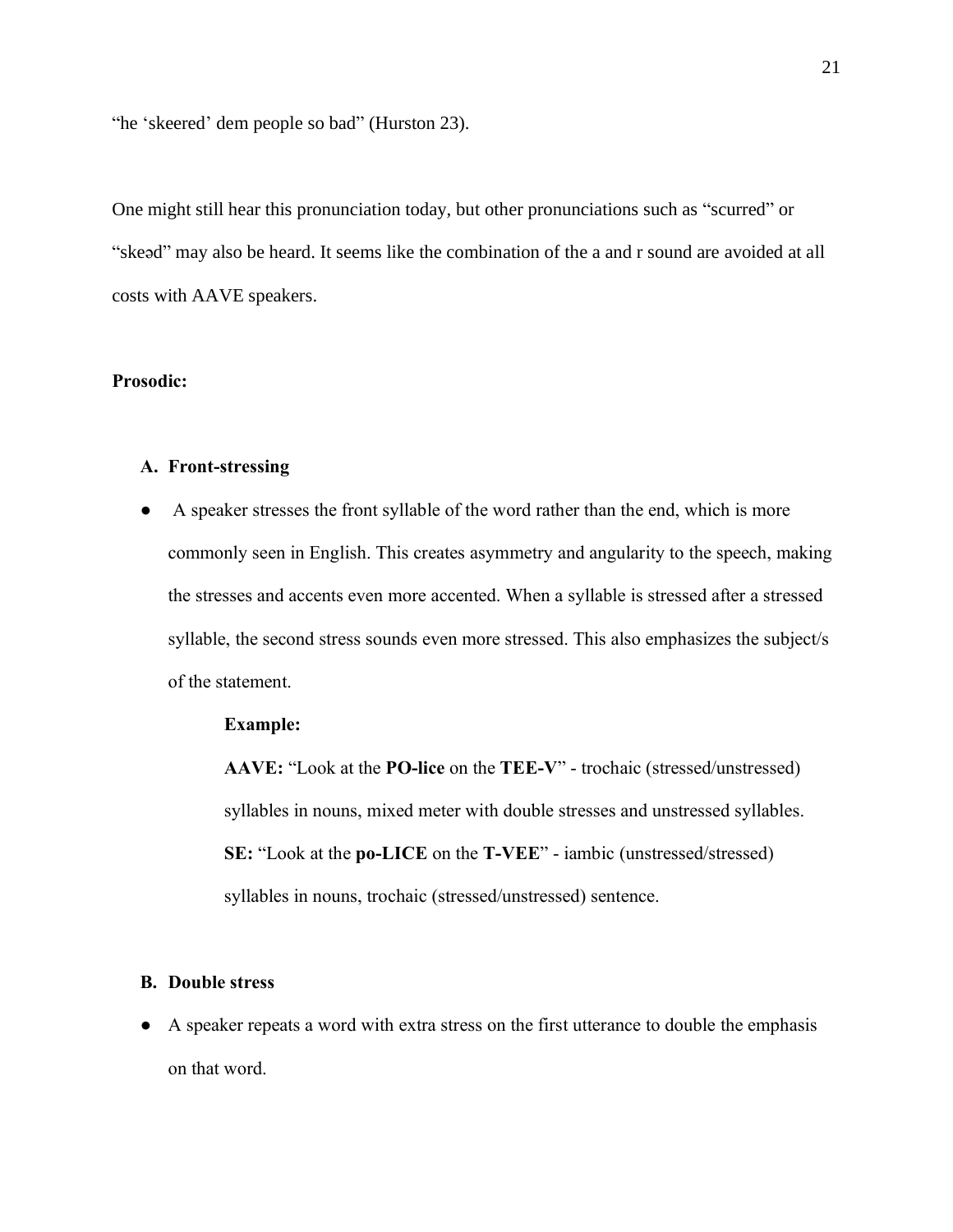"he 'skeered' dem people so bad" (Hurston 23).

One might still hear this pronunciation today, but other pronunciations such as "scurred" or "skeəd" may also be heard. It seems like the combination of the a and r sound are avoided at all costs with AAVE speakers.

**Prosodic:**

**A. Front-stressing**

- A speaker stresses the front syllable of the word rather than the end, which is more commonly seen in English. This creates asymmetry and angularity to the speech, making the stresses and accents even more accented. When a syllable is stressed after a stressed syllable, the second stress sounds even more stressed. This also emphasizes the subject/s of the statement.

  **Example:**

  **AAVE:** "Look at the **PO-lice** on the **TEE-V**" - trochaic (stressed/unstressed) syllables in nouns, mixed meter with double stresses and unstressed syllables.

  **SE:** "Look at the **po-LICE** on the **T-VEE**" - iambic (unstressed/stressed) syllables in nouns, trochaic (stressed/unstressed) sentence.

**B. Double stress**

- A speaker repeats a word with extra stress on the first utterance to double the emphasis on that word.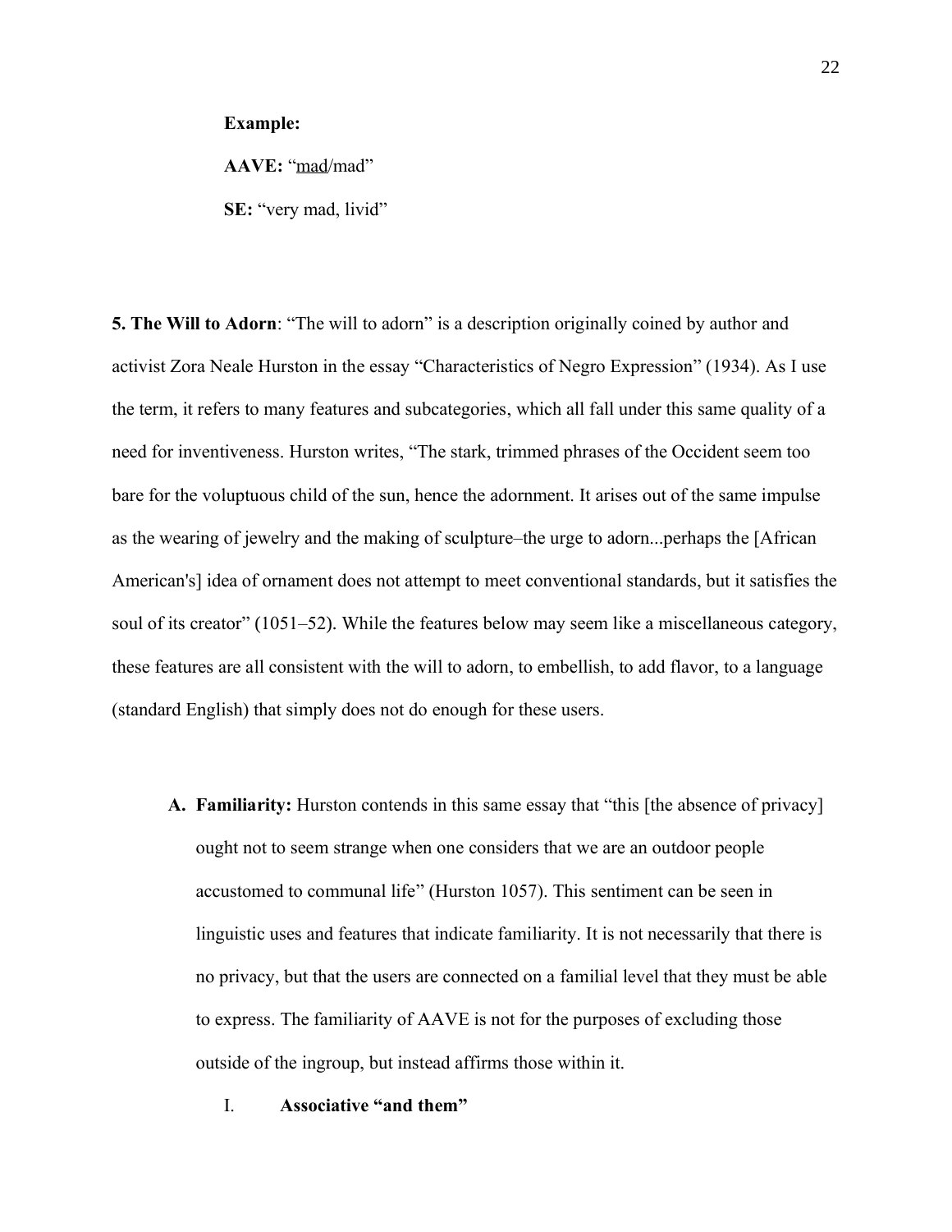**Example:**

**AAVE:** "<u>mad</u>/mad"

**SE:** "very mad, livid"

**5. The Will to Adorn**: "The will to adorn" is a description originally coined by author and activist Zora Neale Hurston in the essay "Characteristics of Negro Expression" (1934). As I use the term, it refers to many features and subcategories, which all fall under this same quality of a need for inventiveness. Hurston writes, "The stark, trimmed phrases of the Occident seem too bare for the voluptuous child of the sun, hence the adornment. It arises out of the same impulse as the wearing of jewelry and the making of sculpture–the urge to adorn...perhaps the [African American's] idea of ornament does not attempt to meet conventional standards, but it satisfies the soul of its creator" (1051–52). While the features below may seem like a miscellaneous category, these features are all consistent with the will to adorn, to embellish, to add flavor, to a language (standard English) that simply does not do enough for these users.

A. **Familiarity:** Hurston contends in this same essay that "this [the absence of privacy] ought not to seem strange when one considers that we are an outdoor people accustomed to communal life" (Hurston 1057). This sentiment can be seen in linguistic uses and features that indicate familiarity. It is not necessarily that there is no privacy, but that the users are connected on a familial level that they must be able to express. The familiarity of AAVE is not for the purposes of excluding those outside of the ingroup, but instead affirms those within it.

   I. **Associative "and them"**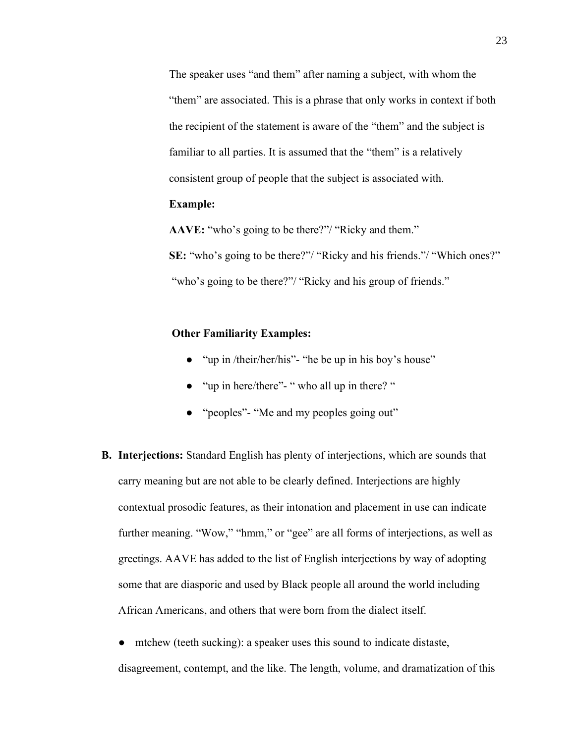The speaker uses "and them" after naming a subject, with whom the "them" are associated. This is a phrase that only works in context if both the recipient of the statement is aware of the "them" and the subject is familiar to all parties. It is assumed that the "them" is a relatively consistent group of people that the subject is associated with.

**Example:**

**AAVE:** "who's going to be there?"/ "Ricky and them."

**SE:** "who's going to be there?"/ "Ricky and his friends."/ "Which ones?" "who's going to be there?"/ "Ricky and his group of friends."

**Other Familiarity Examples:**

- "up in /their/her/his"- "he be up in his boy's house"
- "up in here/there"- " who all up in there? "
- "peoples"- "Me and my peoples going out"

**B. Interjections:** Standard English has plenty of interjections, which are sounds that carry meaning but are not able to be clearly defined. Interjections are highly contextual prosodic features, as their intonation and placement in use can indicate further meaning. "Wow," "hmm," or "gee" are all forms of interjections, as well as greetings. AAVE has added to the list of English interjections by way of adopting some that are diasporic and used by Black people all around the world including African Americans, and others that were born from the dialect itself.

- mtchew (teeth sucking): a speaker uses this sound to indicate distaste, disagreement, contempt, and the like. The length, volume, and dramatization of this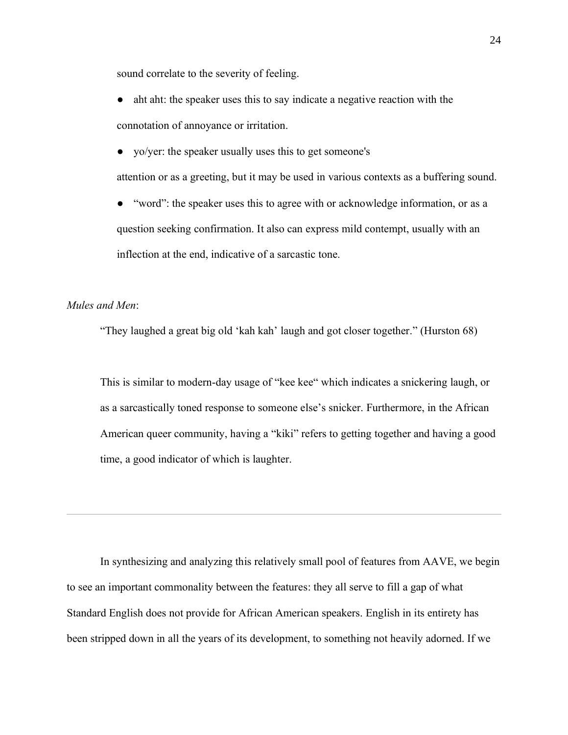sound correlate to the severity of feeling.

- aht aht: the speaker uses this to say indicate a negative reaction with the connotation of annoyance or irritation.
- yo/yer: the speaker usually uses this to get someone's attention or as a greeting, but it may be used in various contexts as a buffering sound.
- "word": the speaker uses this to agree with or acknowledge information, or as a question seeking confirmation. It also can express mild contempt, usually with an inflection at the end, indicative of a sarcastic tone.

*Mules and Men*:

> "They laughed a great big old 'kah kah' laugh and got closer together." (Hurston 68)
>
> This is similar to modern-day usage of "kee kee" which indicates a snickering laugh, or as a sarcastically toned response to someone else's snicker. Furthermore, in the African American queer community, having a "kiki" refers to getting together and having a good time, a good indicator of which is laughter.

---

In synthesizing and analyzing this relatively small pool of features from AAVE, we begin to see an important commonality between the features: they all serve to fill a gap of what Standard English does not provide for African American speakers. English in its entirety has been stripped down in all the years of its development, to something not heavily adorned. If we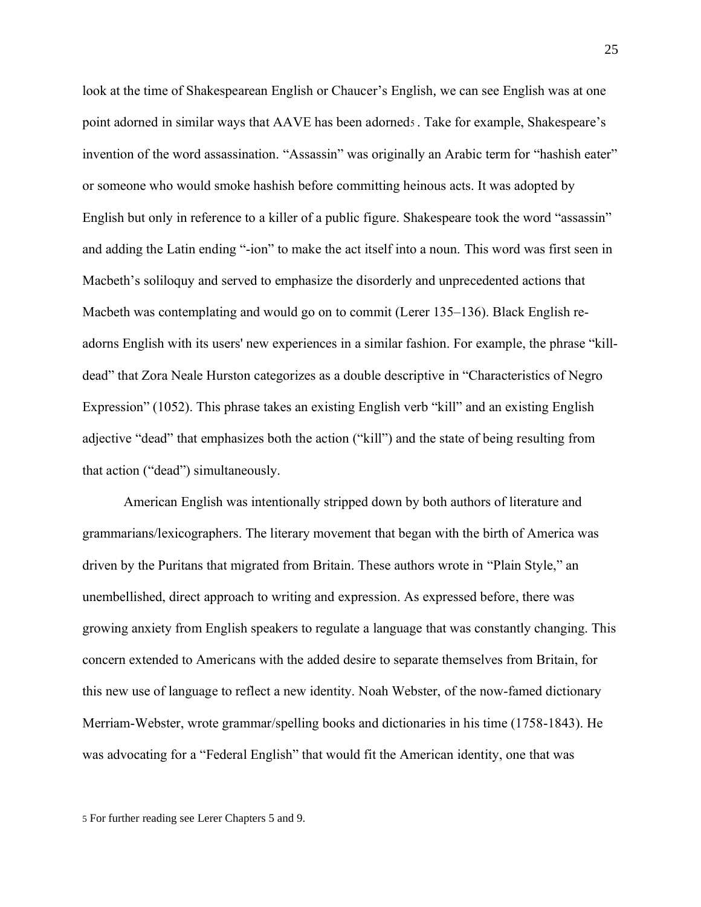look at the time of Shakespearean English or Chaucer's English, we can see English was at one point adorned in similar ways that AAVE has been adorned[5]. Take for example, Shakespeare's invention of the word assassination. "Assassin" was originally an Arabic term for "hashish eater" or someone who would smoke hashish before committing heinous acts. It was adopted by English but only in reference to a killer of a public figure. Shakespeare took the word "assassin" and adding the Latin ending "-ion" to make the act itself into a noun. This word was first seen in Macbeth's soliloquy and served to emphasize the disorderly and unprecedented actions that Macbeth was contemplating and would go on to commit (Lerer 135–136). Black English re-adorns English with its users' new experiences in a similar fashion. For example, the phrase "kill-dead" that Zora Neale Hurston categorizes as a double descriptive in "Characteristics of Negro Expression" (1052). This phrase takes an existing English verb "kill" and an existing English adjective "dead" that emphasizes both the action ("kill") and the state of being resulting from that action ("dead") simultaneously.

American English was intentionally stripped down by both authors of literature and grammarians/lexicographers. The literary movement that began with the birth of America was driven by the Puritans that migrated from Britain. These authors wrote in "Plain Style," an unembellished, direct approach to writing and expression. As expressed before, there was growing anxiety from English speakers to regulate a language that was constantly changing. This concern extended to Americans with the added desire to separate themselves from Britain, for this new use of language to reflect a new identity. Noah Webster, of the now-famed dictionary Merriam-Webster, wrote grammar/spelling books and dictionaries in his time (1758-1843). He was advocating for a "Federal English" that would fit the American identity, one that was

[5] For further reading see Lerer Chapters 5 and 9.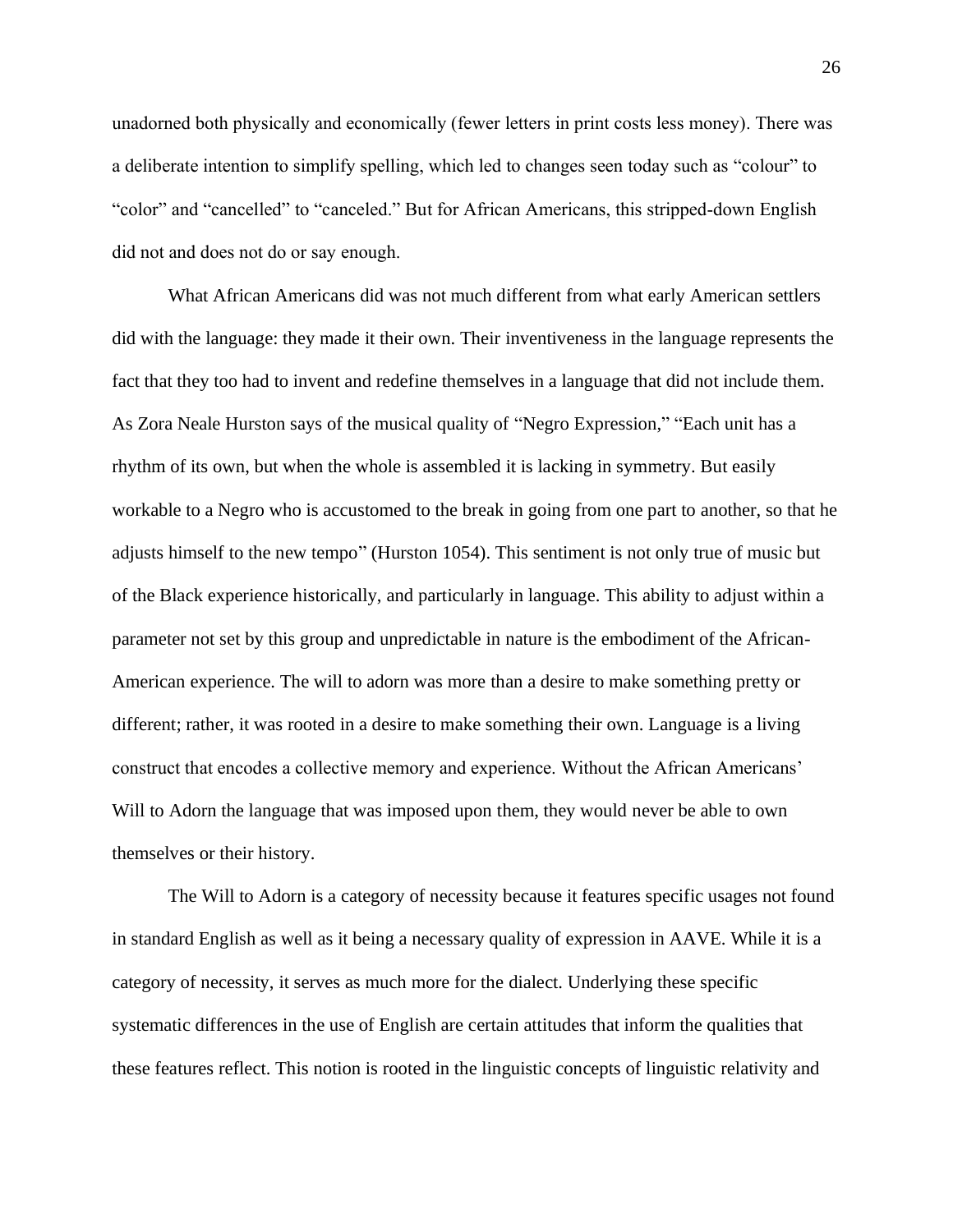unadorned both physically and economically (fewer letters in print costs less money). There was a deliberate intention to simplify spelling, which led to changes seen today such as "colour" to "color" and "cancelled" to "canceled." But for African Americans, this stripped-down English did not and does not do or say enough.

What African Americans did was not much different from what early American settlers did with the language: they made it their own. Their inventiveness in the language represents the fact that they too had to invent and redefine themselves in a language that did not include them. As Zora Neale Hurston says of the musical quality of "Negro Expression," "Each unit has a rhythm of its own, but when the whole is assembled it is lacking in symmetry. But easily workable to a Negro who is accustomed to the break in going from one part to another, so that he adjusts himself to the new tempo" (Hurston 1054). This sentiment is not only true of music but of the Black experience historically, and particularly in language. This ability to adjust within a parameter not set by this group and unpredictable in nature is the embodiment of the African-American experience. The will to adorn was more than a desire to make something pretty or different; rather, it was rooted in a desire to make something their own. Language is a living construct that encodes a collective memory and experience. Without the African Americans' Will to Adorn the language that was imposed upon them, they would never be able to own themselves or their history.

The Will to Adorn is a category of necessity because it features specific usages not found in standard English as well as it being a necessary quality of expression in AAVE. While it is a category of necessity, it serves as much more for the dialect. Underlying these specific systematic differences in the use of English are certain attitudes that inform the qualities that these features reflect. This notion is rooted in the linguistic concepts of linguistic relativity and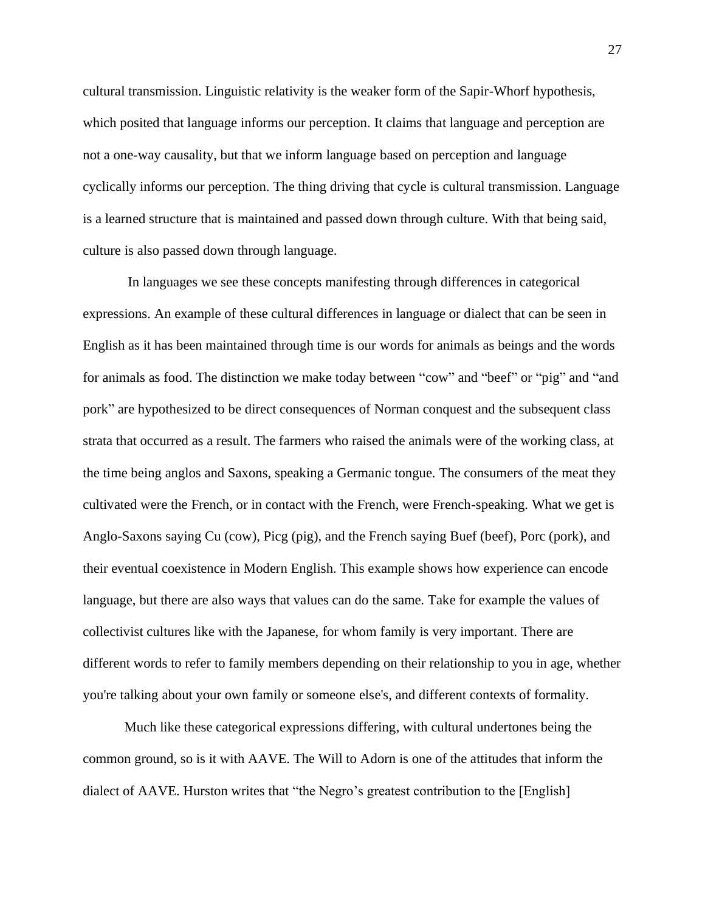cultural transmission. Linguistic relativity is the weaker form of the Sapir-Whorf hypothesis, which posited that language informs our perception. It claims that language and perception are not a one-way causality, but that we inform language based on perception and language cyclically informs our perception. The thing driving that cycle is cultural transmission. Language is a learned structure that is maintained and passed down through culture. With that being said, culture is also passed down through language.

In languages we see these concepts manifesting through differences in categorical expressions. An example of these cultural differences in language or dialect that can be seen in English as it has been maintained through time is our words for animals as beings and the words for animals as food. The distinction we make today between "cow" and "beef" or "pig" and "and pork" are hypothesized to be direct consequences of Norman conquest and the subsequent class strata that occurred as a result. The farmers who raised the animals were of the working class, at the time being anglos and Saxons, speaking a Germanic tongue. The consumers of the meat they cultivated were the French, or in contact with the French, were French-speaking. What we get is Anglo-Saxons saying Cu (cow), Picg (pig), and the French saying Buef (beef), Porc (pork), and their eventual coexistence in Modern English. This example shows how experience can encode language, but there are also ways that values can do the same. Take for example the values of collectivist cultures like with the Japanese, for whom family is very important. There are different words to refer to family members depending on their relationship to you in age, whether you're talking about your own family or someone else's, and different contexts of formality.

Much like these categorical expressions differing, with cultural undertones being the common ground, so is it with AAVE. The Will to Adorn is one of the attitudes that inform the dialect of AAVE. Hurston writes that "the Negro's greatest contribution to the [English]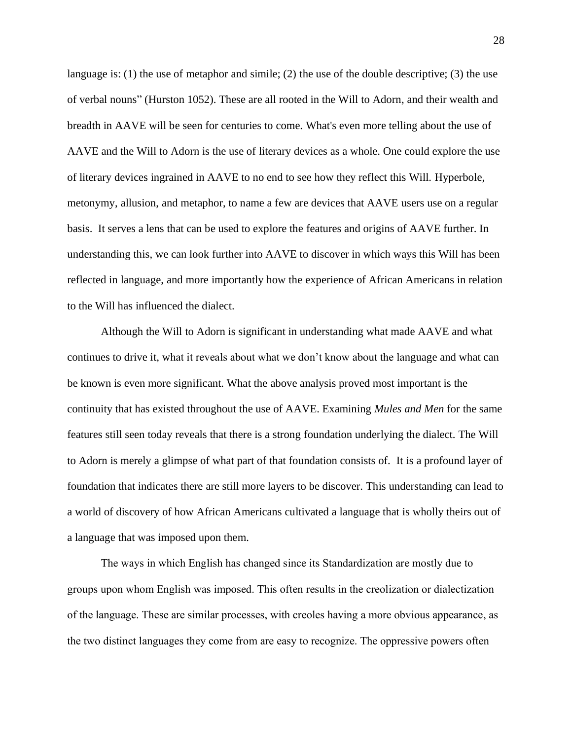language is: (1) the use of metaphor and simile; (2) the use of the double descriptive; (3) the use of verbal nouns" (Hurston 1052). These are all rooted in the Will to Adorn, and their wealth and breadth in AAVE will be seen for centuries to come. What's even more telling about the use of AAVE and the Will to Adorn is the use of literary devices as a whole. One could explore the use of literary devices ingrained in AAVE to no end to see how they reflect this Will. Hyperbole, metonymy, allusion, and metaphor, to name a few are devices that AAVE users use on a regular basis. It serves a lens that can be used to explore the features and origins of AAVE further. In understanding this, we can look further into AAVE to discover in which ways this Will has been reflected in language, and more importantly how the experience of African Americans in relation to the Will has influenced the dialect.

Although the Will to Adorn is significant in understanding what made AAVE and what continues to drive it, what it reveals about what we don't know about the language and what can be known is even more significant. What the above analysis proved most important is the continuity that has existed throughout the use of AAVE. Examining *Mules and Men* for the same features still seen today reveals that there is a strong foundation underlying the dialect. The Will to Adorn is merely a glimpse of what part of that foundation consists of. It is a profound layer of foundation that indicates there are still more layers to be discover. This understanding can lead to a world of discovery of how African Americans cultivated a language that is wholly theirs out of a language that was imposed upon them.

The ways in which English has changed since its Standardization are mostly due to groups upon whom English was imposed. This often results in the creolization or dialectization of the language. These are similar processes, with creoles having a more obvious appearance, as the two distinct languages they come from are easy to recognize. The oppressive powers often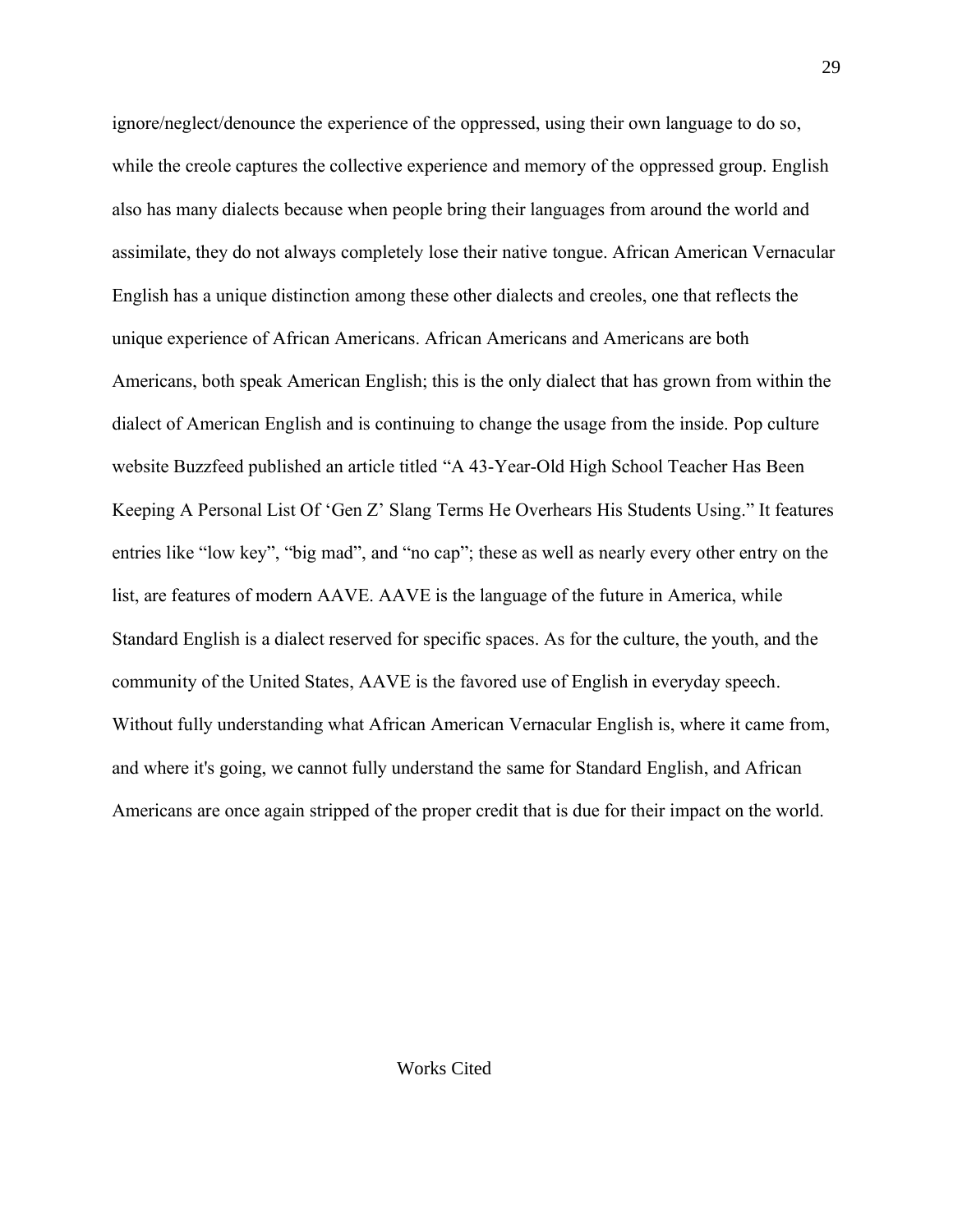ignore/neglect/denounce the experience of the oppressed, using their own language to do so, while the creole captures the collective experience and memory of the oppressed group. English also has many dialects because when people bring their languages from around the world and assimilate, they do not always completely lose their native tongue. African American Vernacular English has a unique distinction among these other dialects and creoles, one that reflects the unique experience of African Americans. African Americans and Americans are both Americans, both speak American English; this is the only dialect that has grown from within the dialect of American English and is continuing to change the usage from the inside. Pop culture website Buzzfeed published an article titled "A 43-Year-Old High School Teacher Has Been Keeping A Personal List Of 'Gen Z' Slang Terms He Overhears His Students Using." It features entries like "low key", "big mad", and "no cap"; these as well as nearly every other entry on the list, are features of modern AAVE. AAVE is the language of the future in America, while Standard English is a dialect reserved for specific spaces. As for the culture, the youth, and the community of the United States, AAVE is the favored use of English in everyday speech. Without fully understanding what African American Vernacular English is, where it came from, and where it's going, we cannot fully understand the same for Standard English, and African Americans are once again stripped of the proper credit that is due for their impact on the world.

## Works Cited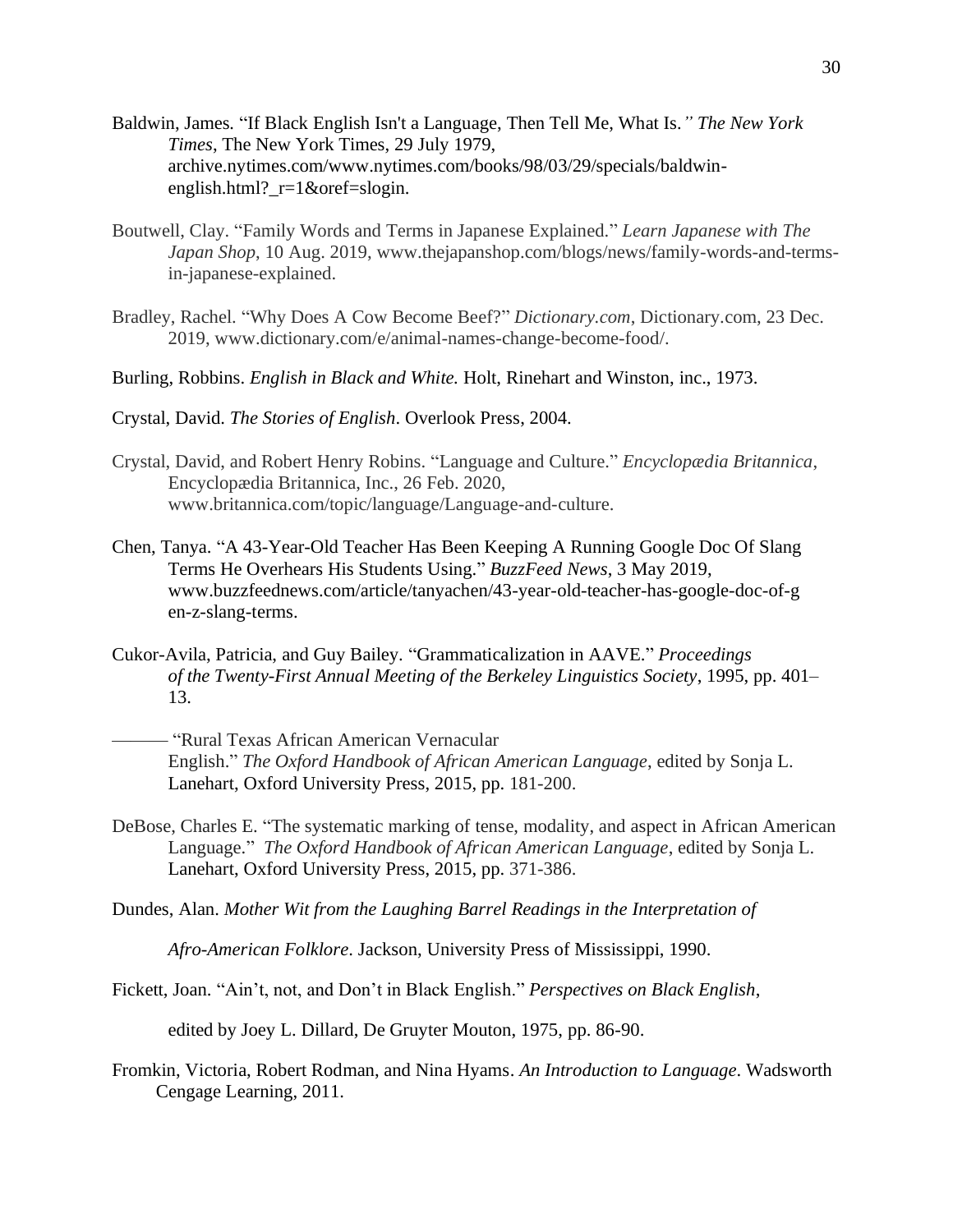Baldwin, James. "If Black English Isn't a Language, Then Tell Me, What Is.*" The New York Times*, The New York Times, 29 July 1979, archive.nytimes.com/www.nytimes.com/books/98/03/29/specials/baldwin-english.html?_r=1&oref=slogin.

Boutwell, Clay. "Family Words and Terms in Japanese Explained." *Learn Japanese with The Japan Shop*, 10 Aug. 2019, www.thejapanshop.com/blogs/news/family-words-and-terms-in-japanese-explained.

Bradley, Rachel. "Why Does A Cow Become Beef?" *Dictionary.com*, Dictionary.com, 23 Dec. 2019, www.dictionary.com/e/animal-names-change-become-food/.

Burling, Robbins. *English in Black and White.* Holt, Rinehart and Winston, inc., 1973.

Crystal, David. *The Stories of English*. Overlook Press, 2004.

Crystal, David, and Robert Henry Robins. "Language and Culture." *Encyclopædia Britannica*, Encyclopædia Britannica, Inc., 26 Feb. 2020, www.britannica.com/topic/language/Language-and-culture.

Chen, Tanya. "A 43-Year-Old Teacher Has Been Keeping A Running Google Doc Of Slang Terms He Overhears His Students Using." *BuzzFeed News*, 3 May 2019, www.buzzfeednews.com/article/tanyachen/43-year-old-teacher-has-google-doc-of-gen-z-slang-terms.

Cukor-Avila, Patricia, and Guy Bailey. "Grammaticalization in AAVE." *Proceedings of the Twenty-First Annual Meeting of the Berkeley Linguistics Society*, 1995, pp. 401–13.

——— "Rural Texas African American Vernacular English." *The Oxford Handbook of African American Language*, edited by Sonja L. Lanehart, Oxford University Press, 2015, pp. 181-200.

DeBose, Charles E. "The systematic marking of tense, modality, and aspect in African American Language." *The Oxford Handbook of African American Language*, edited by Sonja L. Lanehart, Oxford University Press, 2015, pp. 371-386.

Dundes, Alan. *Mother Wit from the Laughing Barrel Readings in the Interpretation of Afro-American Folklore*. Jackson, University Press of Mississippi, 1990.

Fickett, Joan. "Ain't, not, and Don't in Black English." *Perspectives on Black English*, edited by Joey L. Dillard, De Gruyter Mouton, 1975, pp. 86-90.

Fromkin, Victoria, Robert Rodman, and Nina Hyams. *An Introduction to Language*. Wadsworth Cengage Learning, 2011.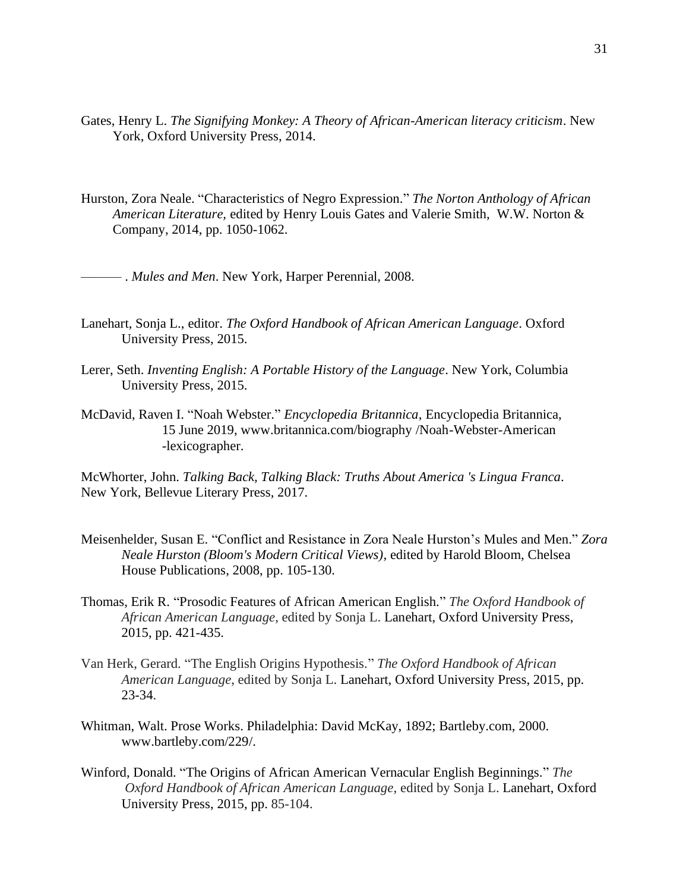Gates, Henry L. *The Signifying Monkey: A Theory of African-American literacy criticism*. New York, Oxford University Press, 2014.

Hurston, Zora Neale. "Characteristics of Negro Expression." *The Norton Anthology of African American Literature*, edited by Henry Louis Gates and Valerie Smith, W.W. Norton & Company, 2014, pp. 1050-1062.

——— . *Mules and Men*. New York, Harper Perennial, 2008.

Lanehart, Sonja L., editor. *The Oxford Handbook of African American Language*. Oxford University Press, 2015.

Lerer, Seth. *Inventing English: A Portable History of the Language*. New York, Columbia University Press, 2015.

McDavid, Raven I. "Noah Webster." *Encyclopedia Britannica*, Encyclopedia Britannica, 15 June 2019, www.britannica.com/biography /Noah-Webster-American -lexicographer.

McWhorter, John. *Talking Back, Talking Black: Truths About America 's Lingua Franca*. New York, Bellevue Literary Press, 2017.

Meisenhelder, Susan E. "Conflict and Resistance in Zora Neale Hurston's Mules and Men." *Zora Neale Hurston (Bloom's Modern Critical Views)*, edited by Harold Bloom, Chelsea House Publications, 2008, pp. 105-130.

Thomas, Erik R. "Prosodic Features of African American English." *The Oxford Handbook of African American Language*, edited by Sonja L. Lanehart, Oxford University Press, 2015, pp. 421-435.

Van Herk, Gerard. "The English Origins Hypothesis." *The Oxford Handbook of African American Language*, edited by Sonja L. Lanehart, Oxford University Press, 2015, pp. 23-34.

Whitman, Walt. Prose Works. Philadelphia: David McKay, 1892; Bartleby.com, 2000. www.bartleby.com/229/.

Winford, Donald. "The Origins of African American Vernacular English Beginnings." *The Oxford Handbook of African American Language*, edited by Sonja L. Lanehart, Oxford University Press, 2015, pp. 85-104.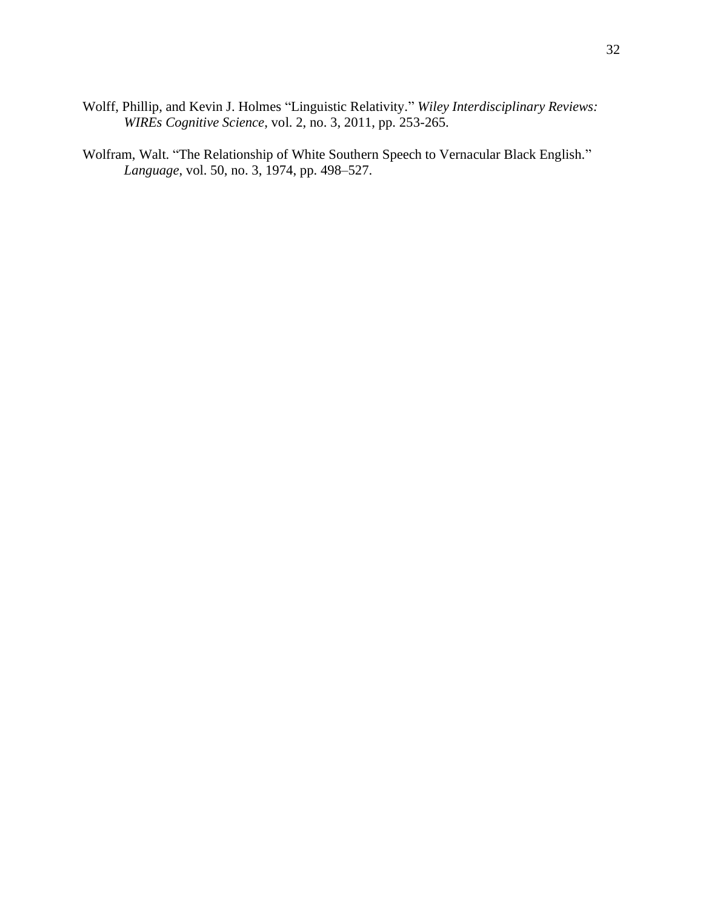Wolff, Phillip, and Kevin J. Holmes "Linguistic Relativity." *Wiley Interdisciplinary Reviews: WIREs Cognitive Science*, vol. 2, no. 3, 2011, pp. 253-265.

Wolfram, Walt. "The Relationship of White Southern Speech to Vernacular Black English." *Language*, vol. 50, no. 3, 1974, pp. 498–527.